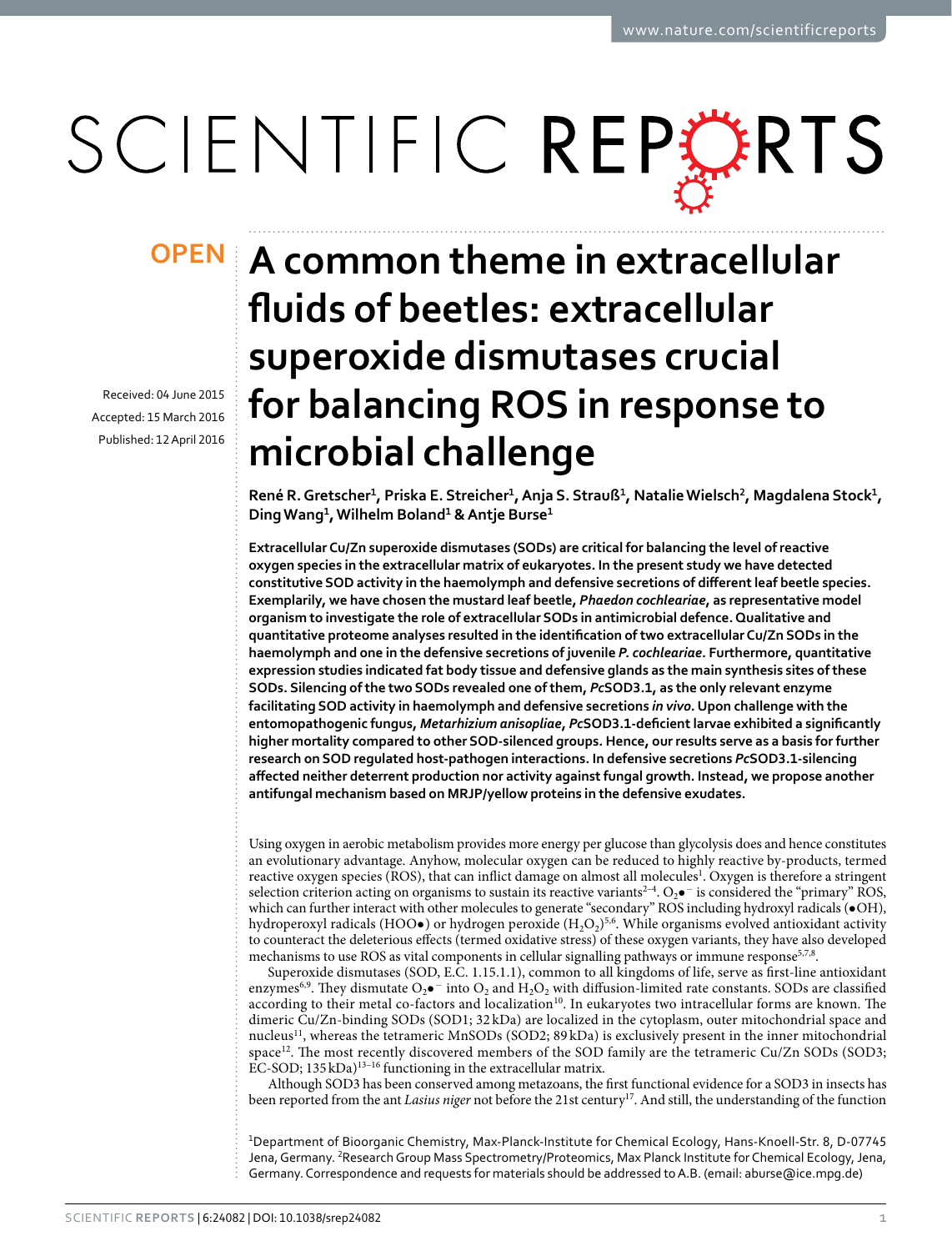OPEN

Received: 04 June 2015
Accepted: 15 March 2016
Published: 12 April 2016

# A common theme in extracellular fluids of beetles: extracellular superoxide dismutases crucial for balancing ROS in response to microbial challenge

**René R. Gretscher[1], Priska E. Streicher[1], Anja S. Strauß[1], Natalie Wielsch[2], Magdalena Stock[1], Ding Wang[1], Wilhelm Boland[1] & Antje Burse[1]**

**Extracellular Cu/Zn superoxide dismutases (SODs) are critical for balancing the level of reactive oxygen species in the extracellular matrix of eukaryotes. In the present study we have detected constitutive SOD activity in the haemolymph and defensive secretions of different leaf beetle species. Exemplarily, we have chosen the mustard leaf beetle, *Phaedon cochleariae*, as representative model organism to investigate the role of extracellular SODs in antimicrobial defence. Qualitative and quantitative proteome analyses resulted in the identification of two extracellular Cu/Zn SODs in the haemolymph and one in the defensive secretions of juvenile *P. cochleariae*. Furthermore, quantitative expression studies indicated fat body tissue and defensive glands as the main synthesis sites of these SODs. Silencing of the two SODs revealed one of them, *Pc*SOD3.1, as the only relevant enzyme facilitating SOD activity in haemolymph and defensive secretions *in vivo*. Upon challenge with the entomopathogenic fungus, *Metarhizium anisopliae*, *Pc*SOD3.1-deficient larvae exhibited a significantly higher mortality compared to other SOD-silenced groups. Hence, our results serve as a basis for further research on SOD regulated host-pathogen interactions. In defensive secretions *Pc*SOD3.1-silencing affected neither deterrent production nor activity against fungal growth. Instead, we propose another antifungal mechanism based on MRJP/yellow proteins in the defensive exudates.**

Using oxygen in aerobic metabolism provides more energy per glucose than glycolysis does and hence constitutes an evolutionary advantage. Anyhow, molecular oxygen can be reduced to highly reactive by-products, termed reactive oxygen species (ROS), that can inflict damage on almost all molecules[1]. Oxygen is therefore a stringent selection criterion acting on organisms to sustain its reactive variants[2–4]. $O_2\bullet^-$ is considered the "primary" ROS, which can further interact with other molecules to generate "secondary" ROS including hydroxyl radicals (•OH), hydroperoxyl radicals (HOO•) or hydrogen peroxide ($H_2O_2$)[5,6]. While organisms evolved antioxidant activity to counteract the deleterious effects (termed oxidative stress) of these oxygen variants, they have also developed mechanisms to use ROS as vital components in cellular signalling pathways or immune response[5,7,8].

Superoxide dismutases (SOD, E.C. 1.15.1.1), common to all kingdoms of life, serve as first-line antioxidant enzymes[6,9]. They dismutate $O_2\bullet^-$ into $O_2$ and $H_2O_2$ with diffusion-limited rate constants. SODs are classified according to their metal co-factors and localization[10]. In eukaryotes two intracellular forms are known. The dimeric Cu/Zn-binding SODs (SOD1; 32 kDa) are localized in the cytoplasm, outer mitochondrial space and nucleus[11], whereas the tetrameric MnSODs (SOD2; 89 kDa) is exclusively present in the inner mitochondrial space[12]. The most recently discovered members of the SOD family are the tetrameric Cu/Zn SODs (SOD3; EC-SOD; 135 kDa)[13–16] functioning in the extracellular matrix.

Although SOD3 has been conserved among metazoans, the first functional evidence for a SOD3 in insects has been reported from the ant *Lasius niger* not before the 21st century[17]. And still, the understanding of the function

[1]Department of Bioorganic Chemistry, Max-Planck-Institute for Chemical Ecology, Hans-Knoell-Str. 8, D-07745 Jena, Germany. [2]Research Group Mass Spectrometry/Proteomics, Max Planck Institute for Chemical Ecology, Jena, Germany. Correspondence and requests for materials should be addressed to A.B. (email: aburse@ice.mpg.de)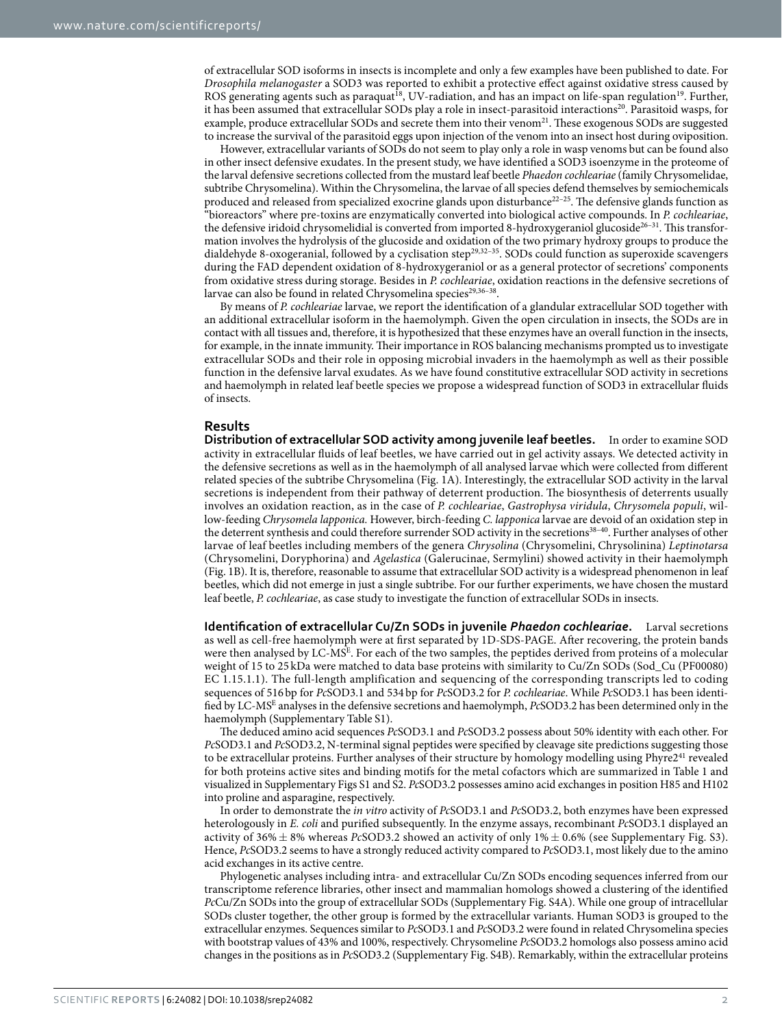of extracellular SOD isoforms in insects is incomplete and only a few examples have been published to date. For *Drosophila melanogaster* a SOD3 was reported to exhibit a protective effect against oxidative stress caused by ROS generating agents such as paraquat[18], UV-radiation, and has an impact on life-span regulation[19]. Further, it has been assumed that extracellular SODs play a role in insect-parasitoid interactions[20]. Parasitoid wasps, for example, produce extracellular SODs and secrete them into their venom[21]. These exogenous SODs are suggested to increase the survival of the parasitoid eggs upon injection of the venom into an insect host during oviposition.

However, extracellular variants of SODs do not seem to play only a role in wasp venoms but can be found also in other insect defensive exudates. In the present study, we have identified a SOD3 isoenzyme in the proteome of the larval defensive secretions collected from the mustard leaf beetle *Phaedon cochleariae* (family Chrysomelidae, subtribe Chrysomelina). Within the Chrysomelina, the larvae of all species defend themselves by semiochemicals produced and released from specialized exocrine glands upon disturbance[22–25]. The defensive glands function as "bioreactors" where pre-toxins are enzymatically converted into biological active compounds. In *P. cochleariae*, the defensive iridoid chrysomelidial is converted from imported 8-hydroxygeraniol glucoside[26–31]. This transformation involves the hydrolysis of the glucoside and oxidation of the two primary hydroxy groups to produce the dialdehyde 8-oxogeranial, followed by a cyclisation step[29,32–35]. SODs could function as superoxide scavengers during the FAD dependent oxidation of 8-hydroxygeraniol or as a general protector of secretions' components from oxidative stress during storage. Besides in *P. cochleariae*, oxidation reactions in the defensive secretions of larvae can also be found in related Chrysomelina species[29,36–38].

By means of *P. cochleariae* larvae, we report the identification of a glandular extracellular SOD together with an additional extracellular isoform in the haemolymph. Given the open circulation in insects, the SODs are in contact with all tissues and, therefore, it is hypothesized that these enzymes have an overall function in the insects, for example, in the innate immunity. Their importance in ROS balancing mechanisms prompted us to investigate extracellular SODs and their role in opposing microbial invaders in the haemolymph as well as their possible function in the defensive larval exudates. As we have found constitutive extracellular SOD activity in secretions and haemolymph in related leaf beetle species we propose a widespread function of SOD3 in extracellular fluids of insects.

## Results

**Distribution of extracellular SOD activity among juvenile leaf beetles.** In order to examine SOD activity in extracellular fluids of leaf beetles, we have carried out in gel activity assays. We detected activity in the defensive secretions as well as in the haemolymph of all analysed larvae which were collected from different related species of the subtribe Chrysomelina (Fig. 1A). Interestingly, the extracellular SOD activity in the larval secretions is independent from their pathway of deterrent production. The biosynthesis of deterrents usually involves an oxidation reaction, as in the case of *P. cochleariae*, *Gastrophysa viridula*, *Chrysomela populi*, willow-feeding *Chrysomela lapponica*. However, birch-feeding *C. lapponica* larvae are devoid of an oxidation step in the deterrent synthesis and could therefore surrender SOD activity in the secretions[38–40]. Further analyses of other larvae of leaf beetles including members of the genera *Chrysolina* (Chrysomelini, Chrysolinina) *Leptinotarsa* (Chrysomelini, Doryphorina) and *Agelastica* (Galerucinae, Sermylini) showed activity in their haemolymph (Fig. 1B). It is, therefore, reasonable to assume that extracellular SOD activity is a widespread phenomenon in leaf beetles, which did not emerge in just a single subtribe. For our further experiments, we have chosen the mustard leaf beetle, *P. cochleariae*, as case study to investigate the function of extracellular SODs in insects.

**Identification of extracellular Cu/Zn SODs in juvenile *Phaedon cochleariae*.** Larval secretions as well as cell-free haemolymph were at first separated by 1D-SDS-PAGE. After recovering, the protein bands were then analysed by LC-MS$^E$. For each of the two samples, the peptides derived from proteins of a molecular weight of 15 to 25 kDa were matched to data base proteins with similarity to Cu/Zn SODs (Sod_Cu (PF00080) EC 1.15.1.1). The full-length amplification and sequencing of the corresponding transcripts led to coding sequences of 516 bp for *Pc*SOD3.1 and 534 bp for *Pc*SOD3.2 for *P. cochleariae*. While *Pc*SOD3.1 has been identified by LC-MS$^E$ analyses in the defensive secretions and haemolymph, *Pc*SOD3.2 has been determined only in the haemolymph (Supplementary Table S1).

The deduced amino acid sequences *Pc*SOD3.1 and *Pc*SOD3.2 possess about 50% identity with each other. For *Pc*SOD3.1 and *Pc*SOD3.2, N-terminal signal peptides were specified by cleavage site predictions suggesting those to be extracellular proteins. Further analyses of their structure by homology modelling using Phyre2[41] revealed for both proteins active sites and binding motifs for the metal cofactors which are summarized in Table 1 and visualized in Supplementary Figs S1 and S2. *Pc*SOD3.2 possesses amino acid exchanges in position H85 and H102 into proline and asparagine, respectively.

In order to demonstrate the *in vitro* activity of *Pc*SOD3.1 and *Pc*SOD3.2, both enzymes have been expressed heterologously in *E. coli* and purified subsequently. In the enzyme assays, recombinant *Pc*SOD3.1 displayed an activity of 36% ± 8% whereas *Pc*SOD3.2 showed an activity of only 1% ± 0.6% (see Supplementary Fig. S3). Hence, *Pc*SOD3.2 seems to have a strongly reduced activity compared to *Pc*SOD3.1, most likely due to the amino acid exchanges in its active centre.

Phylogenetic analyses including intra- and extracellular Cu/Zn SODs encoding sequences inferred from our transcriptome reference libraries, other insect and mammalian homologs showed a clustering of the identified *Pc*Cu/Zn SODs into the group of extracellular SODs (Supplementary Fig. S4A). While one group of intracellular SODs cluster together, the other group is formed by the extracellular variants. Human SOD3 is grouped to the extracellular enzymes. Sequences similar to *Pc*SOD3.1 and *Pc*SOD3.2 were found in related Chrysomelina species with bootstrap values of 43% and 100%, respectively. Chrysomeline *Pc*SOD3.2 homologs also possess amino acid changes in the positions as in *Pc*SOD3.2 (Supplementary Fig. S4B). Remarkably, within the extracellular proteins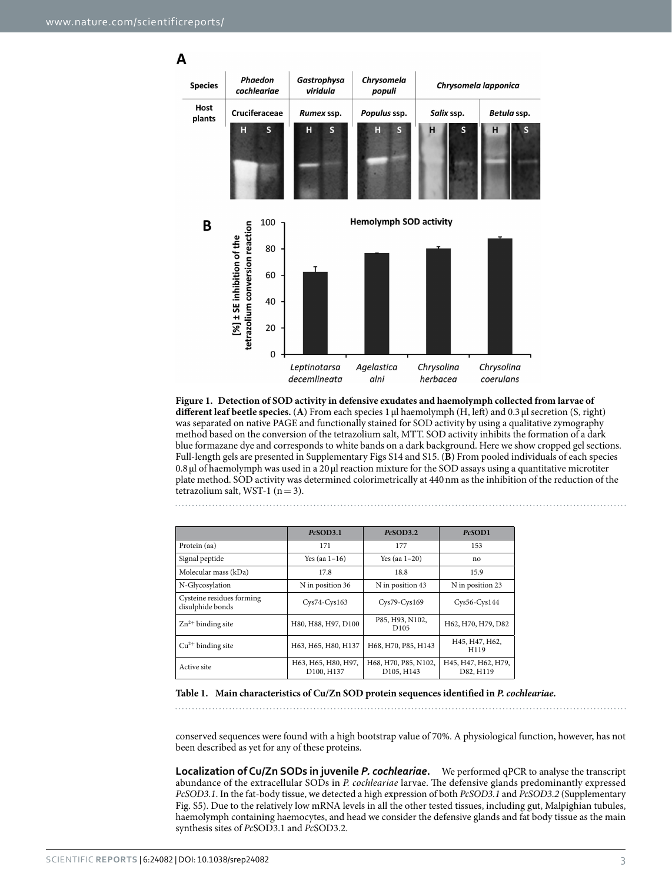**Figure 1. Detection of SOD activity in defensive exudates and haemolymph collected from larvae of different leaf beetle species.** (**A**) From each species 1 µl haemolymph (H, left) and 0.3 µl secretion (S, right) was separated on native PAGE and functionally stained for SOD activity by using a qualitative zymography method based on the conversion of the tetrazolium salt, MTT. SOD activity inhibits the formation of a dark blue formazane dye and corresponds to white bands on a dark background. Here we show cropped gel sections. Full-length gels are presented in Supplementary Figs S14 and S15. (**B**) From pooled individuals of each species 0.8 µl of haemolymph was used in a 20 µl reaction mixture for the SOD assays using a quantitative microtiter plate method. SOD activity was determined colorimetrically at 440 nm as the inhibition of the reduction of the tetrazolium salt, WST-1 (n = 3).

| | *Pc*SOD3.1 | *Pc*SOD3.2 | *Pc*SOD1 |
|---|---|---|---|
| Protein (aa) | 171 | 177 | 153 |
| Signal peptide | Yes (aa 1–16) | Yes (aa 1–20) | no |
| Molecular mass (kDa) | 17.8 | 18.8 | 15.9 |
| N-Glycosylation | N in position 36 | N in position 43 | N in position 23 |
| Cysteine residues forming disulphide bonds | Cys74-Cys163 | Cys79-Cys169 | Cys56-Cys144 |
| $Zn^{2+}$ binding site | H80, H88, H97, D100 | P85, H93, N102, D105 | H62, H70, H79, D82 |
| $Cu^{2+}$ binding site | H63, H65, H80, H137 | H68, H70, P85, H143 | H45, H47, H62, H119 |
| Active site | H63, H65, H80, H97, D100, H137 | H68, H70, P85, N102, D105, H143 | H45, H47, H62, H79, D82, H119 |

**Table 1. Main characteristics of Cu/Zn SOD protein sequences identified in *P. cochleariae*.**

conserved sequences were found with a high bootstrap value of 70%. A physiological function, however, has not been described as yet for any of these proteins.

**Localization of Cu/Zn SODs in juvenile *P. cochleariae*.** We performed qPCR to analyse the transcript abundance of the extracellular SODs in *P. cochleariae* larvae. The defensive glands predominantly expressed *PcSOD3.1*. In the fat-body tissue, we detected a high expression of both *PcSOD3.1* and *PcSOD3.2* (Supplementary Fig. S5). Due to the relatively low mRNA levels in all the other tested tissues, including gut, Malpighian tubules, haemolymph containing haemocytes, and head we consider the defensive glands and fat body tissue as the main synthesis sites of *Pc*SOD3.1 and *Pc*SOD3.2.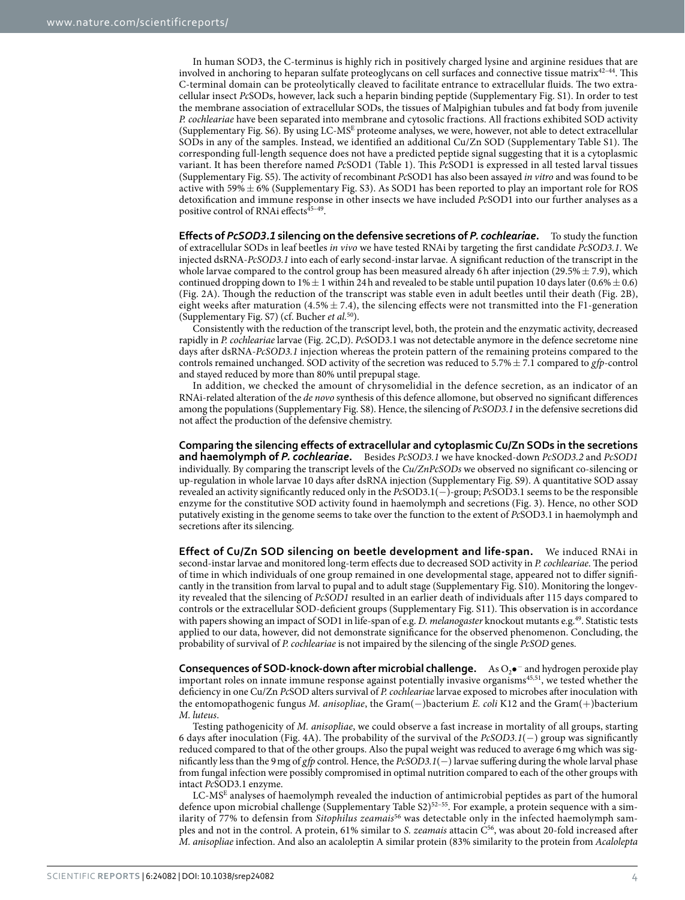In human SOD3, the C-terminus is highly rich in positively charged lysine and arginine residues that are involved in anchoring to heparan sulfate proteoglycans on cell surfaces and connective tissue matrix[42–44]. This C-terminal domain can be proteolytically cleaved to facilitate entrance to extracellular fluids. The two extracellular insect *Pc*SODs, however, lack such a heparin binding peptide (Supplementary Fig. S1). In order to test the membrane association of extracellular SODs, the tissues of Malpighian tubules and fat body from juvenile *P. cochleariae* have been separated into membrane and cytosolic fractions. All fractions exhibited SOD activity (Supplementary Fig. S6). By using LC-$MS^E$ proteome analyses, we were, however, not able to detect extracellular SODs in any of the samples. Instead, we identified an additional Cu/Zn SOD (Supplementary Table S1). The corresponding full-length sequence does not have a predicted peptide signal suggesting that it is a cytoplasmic variant. It has been therefore named *Pc*SOD1 (Table 1). This *Pc*SOD1 is expressed in all tested larval tissues (Supplementary Fig. S5). The activity of recombinant *Pc*SOD1 has also been assayed *in vitro* and was found to be active with 59% ± 6% (Supplementary Fig. S3). As SOD1 has been reported to play an important role for ROS detoxification and immune response in other insects we have included *Pc*SOD1 into our further analyses as a positive control of RNAi effects[45–49].

**Effects of *PcSOD3.1* silencing on the defensive secretions of *P. cochleariae*.** To study the function of extracellular SODs in leaf beetles *in vivo* we have tested RNAi by targeting the first candidate *PcSOD3.1*. We injected dsRNA-*PcSOD3.1* into each of early second-instar larvae. A significant reduction of the transcript in the whole larvae compared to the control group has been measured already 6 h after injection (29.5% ± 7.9), which continued dropping down to 1% ± 1 within 24 h and revealed to be stable until pupation 10 days later (0.6% ± 0.6) (Fig. 2A). Though the reduction of the transcript was stable even in adult beetles until their death (Fig. 2B), eight weeks after maturation (4.5% ± 7.4), the silencing effects were not transmitted into the F1-generation (Supplementary Fig. S7) (cf. Bucher *et al.*[50]).

Consistently with the reduction of the transcript level, both, the protein and the enzymatic activity, decreased rapidly in *P. cochleariae* larvae (Fig. 2C,D). *Pc*SOD3.1 was not detectable anymore in the defence secretome nine days after dsRNA-*PcSOD3.1* injection whereas the protein pattern of the remaining proteins compared to the controls remained unchanged. SOD activity of the secretion was reduced to 5.7% ± 7.1 compared to *gfp*-control and stayed reduced by more than 80% until prepupal stage.

In addition, we checked the amount of chrysomelidial in the defence secretion, as an indicator of an RNAi-related alteration of the *de novo* synthesis of this defence allomone, but observed no significant differences among the populations (Supplementary Fig. S8). Hence, the silencing of *PcSOD3.1* in the defensive secretions did not affect the production of the defensive chemistry.

**Comparing the silencing effects of extracellular and cytoplasmic Cu/Zn SODs in the secretions and haemolymph of *P. cochleariae*.** Besides *PcSOD3.1* we have knocked-down *PcSOD3.2* and *PcSOD1* individually. By comparing the transcript levels of the *Cu/ZnPcSODs* we observed no significant co-silencing or up-regulation in whole larvae 10 days after dsRNA injection (Supplementary Fig. S9). A quantitative SOD assay revealed an activity significantly reduced only in the *Pc*SOD3.1(−)-group; *Pc*SOD3.1 seems to be the responsible enzyme for the constitutive SOD activity found in haemolymph and secretions (Fig. 3). Hence, no other SOD putatively existing in the genome seems to take over the function to the extent of *Pc*SOD3.1 in haemolymph and secretions after its silencing.

**Effect of Cu/Zn SOD silencing on beetle development and life-span.** We induced RNAi in second-instar larvae and monitored long-term effects due to decreased SOD activity in *P. cochleariae*. The period of time in which individuals of one group remained in one developmental stage, appeared not to differ significantly in the transition from larval to pupal and to adult stage (Supplementary Fig. S10). Monitoring the longevity revealed that the silencing of *PcSOD1* resulted in an earlier death of individuals after 115 days compared to controls or the extracellular SOD-deficient groups (Supplementary Fig. S11). This observation is in accordance with papers showing an impact of SOD1 in life-span of e.g. *D. melanogaster* knockout mutants e.g.[49]. Statistic tests applied to our data, however, did not demonstrate significance for the observed phenomenon. Concluding, the probability of survival of *P. cochleariae* is not impaired by the silencing of the single *PcSOD* genes.

**Consequences of SOD-knock-down after microbial challenge.** As $O_2{\bullet}^-$ and hydrogen peroxide play important roles on innate immune response against potentially invasive organisms[45,51], we tested whether the deficiency in one Cu/Zn *Pc*SOD alters survival of *P. cochleariae* larvae exposed to microbes after inoculation with the entomopathogenic fungus *M. anisopliae*, the Gram(−)bacterium *E. coli* K12 and the Gram(+)bacterium *M. luteus*.

Testing pathogenicity of *M. anisopliae*, we could observe a fast increase in mortality of all groups, starting 6 days after inoculation (Fig. 4A). The probability of the survival of the *PcSOD3.1*(−) group was significantly reduced compared to that of the other groups. Also the pupal weight was reduced to average 6 mg which was significantly less than the 9 mg of *gfp* control. Hence, the *PcSOD3.1*(−) larvae suffering during the whole larval phase from fungal infection were possibly compromised in optimal nutrition compared to each of the other groups with intact *Pc*SOD3.1 enzyme.

LC-$MS^E$ analyses of haemolymph revealed the induction of antimicrobial peptides as part of the humoral defence upon microbial challenge (Supplementary Table S2)[52–55]. For example, a protein sequence with a similarity of 77% to defensin from *Sitophilus zeamais*[56] was detectable only in the infected haemolymph samples and not in the control. A protein, 61% similar to *S. zeamais* attacin C[56], was about 20-fold increased after *M. anisopliae* infection. And also an acaloleptin A similar protein (83% similarity to the protein from *Acalolepta*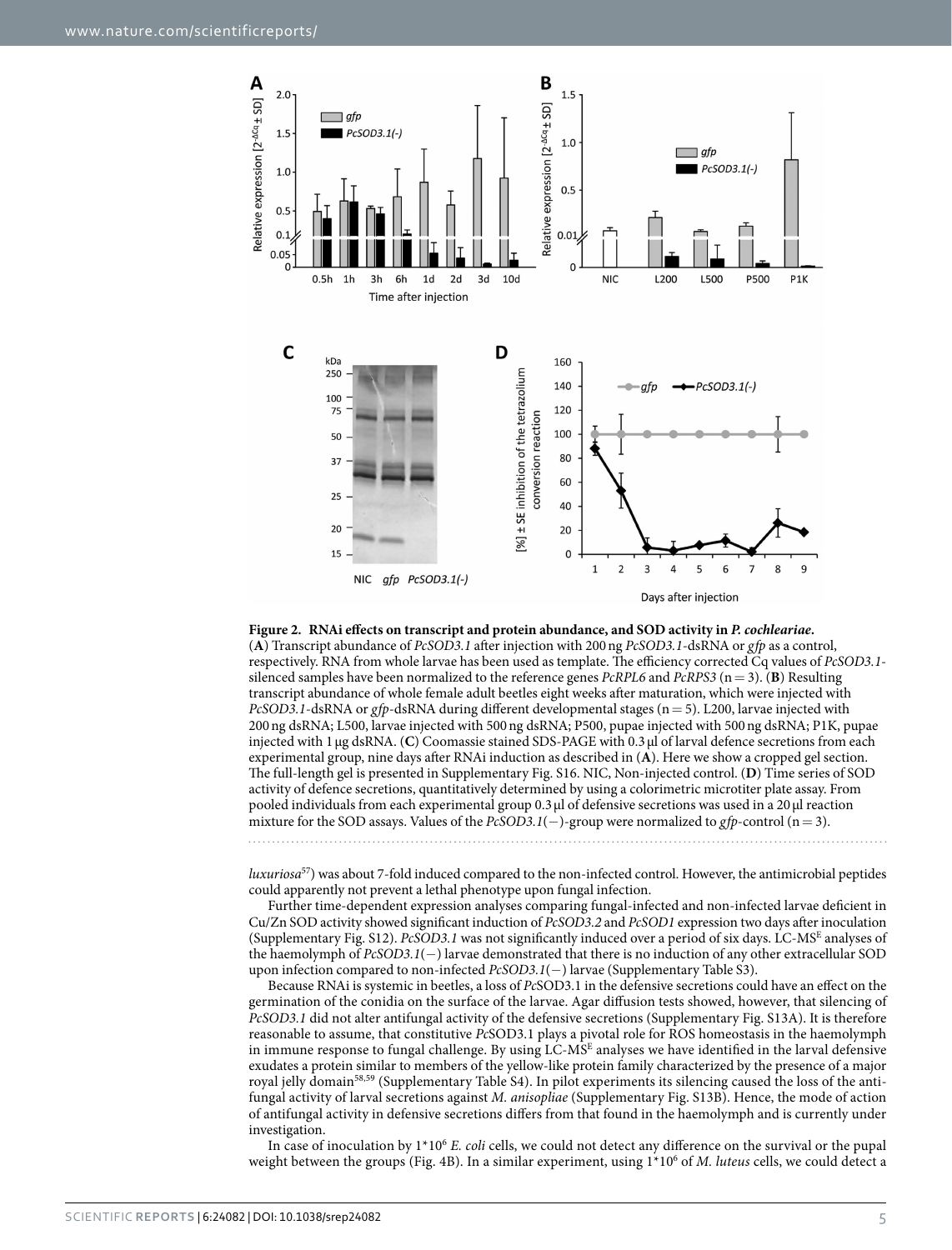**Figure 2. RNAi effects on transcript and protein abundance, and SOD activity in *P. cochleariae*.** (**A**) Transcript abundance of *PcSOD3.1* after injection with 200 ng *PcSOD3.1*-dsRNA or *gfp* as a control, respectively. RNA from whole larvae has been used as template. The efficiency corrected Cq values of *PcSOD3.1*-silenced samples have been normalized to the reference genes *PcRPL6* and *PcRPS3* (n = 3). (**B**) Resulting transcript abundance of whole female adult beetles eight weeks after maturation, which were injected with *PcSOD3.1*-dsRNA or *gfp*-dsRNA during different developmental stages (n = 5). L200, larvae injected with 200 ng dsRNA; L500, larvae injected with 500 ng dsRNA; P500, pupae injected with 500 ng dsRNA; P1K, pupae injected with 1 µg dsRNA. (**C**) Coomassie stained SDS-PAGE with 0.3 µl of larval defence secretions from each experimental group, nine days after RNAi induction as described in (**A**). Here we show a cropped gel section. The full-length gel is presented in Supplementary Fig. S16. NIC, Non-injected control. (**D**) Time series of SOD activity of defence secretions, quantitatively determined by using a colorimetric microtiter plate assay. From pooled individuals from each experimental group 0.3 µl of defensive secretions was used in a 20 µl reaction mixture for the SOD assays. Values of the *PcSOD3.1*(−)-group were normalized to *gfp*-control (n = 3).

*luxuriosa*[57]) was about 7-fold induced compared to the non-infected control. However, the antimicrobial peptides could apparently not prevent a lethal phenotype upon fungal infection.

Further time-dependent expression analyses comparing fungal-infected and non-infected larvae deficient in Cu/Zn SOD activity showed significant induction of *PcSOD3.2* and *PcSOD1* expression two days after inoculation (Supplementary Fig. S12). *PcSOD3.1* was not significantly induced over a period of six days. LC-MS$^E$ analyses of the haemolymph of *PcSOD3.1*(−) larvae demonstrated that there is no induction of any other extracellular SOD upon infection compared to non-infected *PcSOD3.1*(−) larvae (Supplementary Table S3).

Because RNAi is systemic in beetles, a loss of *Pc*SOD3.1 in the defensive secretions could have an effect on the germination of the conidia on the surface of the larvae. Agar diffusion tests showed, however, that silencing of *PcSOD3.1* did not alter antifungal activity of the defensive secretions (Supplementary Fig. S13A). It is therefore reasonable to assume, that constitutive *Pc*SOD3.1 plays a pivotal role for ROS homeostasis in the haemolymph in immune response to fungal challenge. By using LC-MS$^E$ analyses we have identified in the larval defensive exudates a protein similar to members of the yellow-like protein family characterized by the presence of a major royal jelly domain[58,59] (Supplementary Table S4). In pilot experiments its silencing caused the loss of the antifungal activity of larval secretions against *M. anisopliae* (Supplementary Fig. S13B). Hence, the mode of action of antifungal activity in defensive secretions differs from that found in the haemolymph and is currently under investigation.

In case of inoculation by $1*10^6$ *E. coli* cells, we could not detect any difference on the survival or the pupal weight between the groups (Fig. 4B). In a similar experiment, using $1*10^6$ of *M. luteus* cells, we could detect a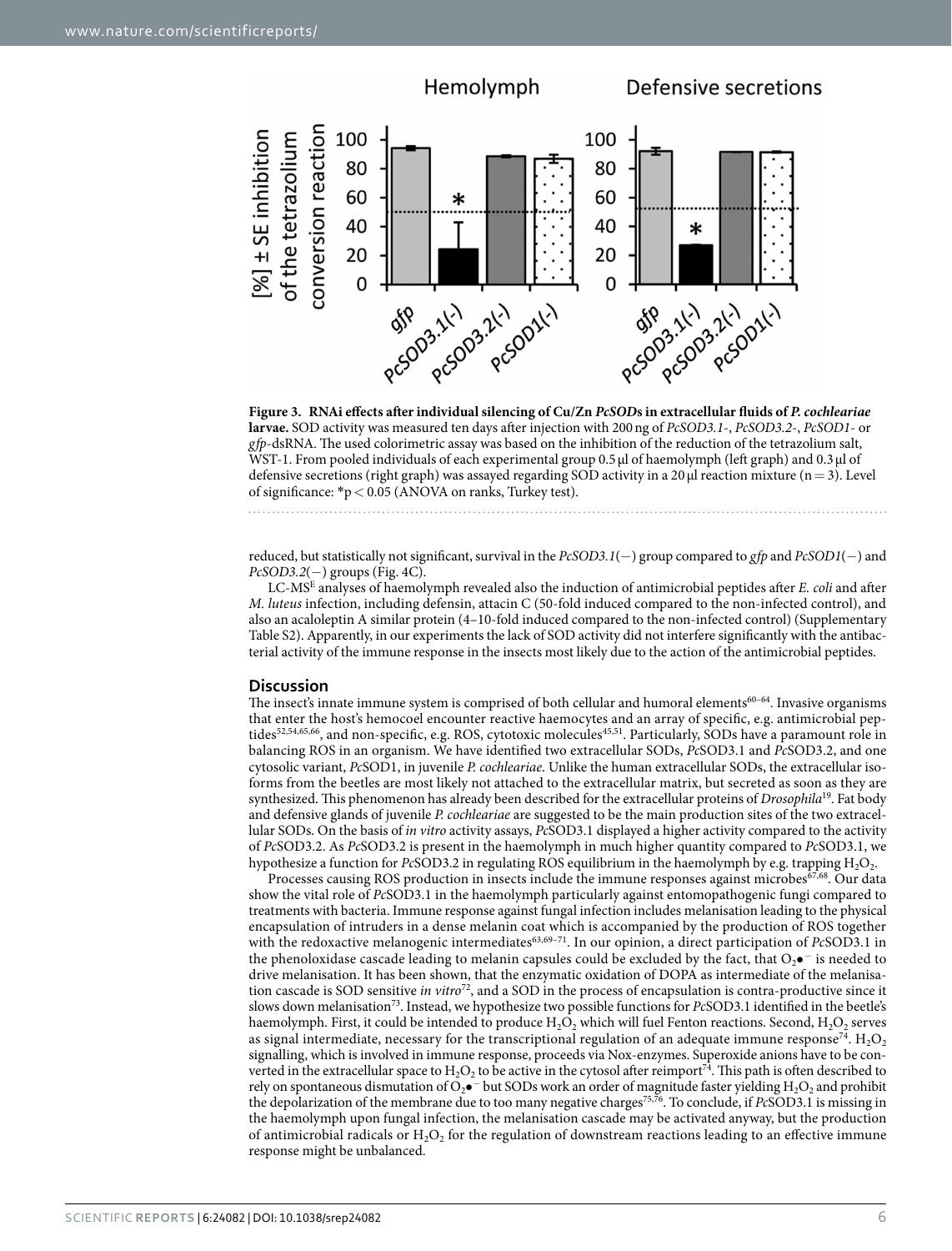**Figure 3. RNAi effects after individual silencing of Cu/Zn *PcSOD*s in extracellular fluids of *P. cochleariae* larvae.** SOD activity was measured ten days after injection with 200 ng of *PcSOD3.1*-, *PcSOD3.2*-, *PcSOD1*- or *gfp*-dsRNA. The used colorimetric assay was based on the inhibition of the reduction of the tetrazolium salt, WST-1. From pooled individuals of each experimental group 0.5 µl of haemolymph (left graph) and 0.3 µl of defensive secretions (right graph) was assayed regarding SOD activity in a 20 µl reaction mixture (n = 3). Level of significance: *$p < 0.05$ (ANOVA on ranks, Turkey test).

reduced, but statistically not significant, survival in the *PcSOD3.1*(−) group compared to *gfp* and *PcSOD1*(−) and *PcSOD3.2*(−) groups (Fig. 4C).

LC-MS$^E$ analyses of haemolymph revealed also the induction of antimicrobial peptides after *E. coli* and after *M. luteus* infection, including defensin, attacin C (50-fold induced compared to the non-infected control), and also an acaloleptin A similar protein (4–10-fold induced compared to the non-infected control) (Supplementary Table S2). Apparently, in our experiments the lack of SOD activity did not interfere significantly with the antibacterial activity of the immune response in the insects most likely due to the action of the antimicrobial peptides.

## Discussion

The insect's innate immune system is comprised of both cellular and humoral elements[60–64]. Invasive organisms that enter the host's hemocoel encounter reactive haemocytes and an array of specific, e.g. antimicrobial peptides[52,54,65,66], and non-specific, e.g. ROS, cytotoxic molecules[45,51]. Particularly, SODs have a paramount role in balancing ROS in an organism. We have identified two extracellular SODs, *Pc*SOD3.1 and *Pc*SOD3.2, and one cytosolic variant, *Pc*SOD1, in juvenile *P. cochleariae*. Unlike the human extracellular SODs, the extracellular isoforms from the beetles are most likely not attached to the extracellular matrix, but secreted as soon as they are synthesized. This phenomenon has already been described for the extracellular proteins of *Drosophila*[19]. Fat body and defensive glands of juvenile *P. cochleariae* are suggested to be the main production sites of the two extracellular SODs. On the basis of *in vitro* activity assays, *Pc*SOD3.1 displayed a higher activity compared to the activity of *Pc*SOD3.2. As *Pc*SOD3.2 is present in the haemolymph in much higher quantity compared to *Pc*SOD3.1, we hypothesize a function for *Pc*SOD3.2 in regulating ROS equilibrium in the haemolymph by e.g. trapping $H_2O_2$.

Processes causing ROS production in insects include the immune responses against microbes[67,68]. Our data show the vital role of *Pc*SOD3.1 in the haemolymph particularly against entomopathogenic fungi compared to treatments with bacteria. Immune response against fungal infection includes melanisation leading to the physical encapsulation of intruders in a dense melanin coat which is accompanied by the production of ROS together with the redoxactive melanogenic intermediates[63,69–71]. In our opinion, a direct participation of *Pc*SOD3.1 in the phenoloxidase cascade leading to melanin capsules could be excluded by the fact, that $O_2\bullet^-$ is needed to drive melanisation. It has been shown, that the enzymatic oxidation of DOPA as intermediate of the melanisation cascade is SOD sensitive *in vitro*[72], and a SOD in the process of encapsulation is contra-productive since it slows down melanisation[73]. Instead, we hypothesize two possible functions for *Pc*SOD3.1 identified in the beetle's haemolymph. First, it could be intended to produce $H_2O_2$ which will fuel Fenton reactions. Second, $H_2O_2$ serves as signal intermediate, necessary for the transcriptional regulation of an adequate immune response[74]. $H_2O_2$ signalling, which is involved in immune response, proceeds via Nox-enzymes. Superoxide anions have to be converted in the extracellular space to $H_2O_2$ to be active in the cytosol after reimport[74]. This path is often described to rely on spontaneous dismutation of $O_2\bullet^-$ but SODs work an order of magnitude faster yielding $H_2O_2$ and prohibit the depolarization of the membrane due to too many negative charges[75,76]. To conclude, if *Pc*SOD3.1 is missing in the haemolymph upon fungal infection, the melanisation cascade may be activated anyway, but the production of antimicrobial radicals or $H_2O_2$ for the regulation of downstream reactions leading to an effective immune response might be unbalanced.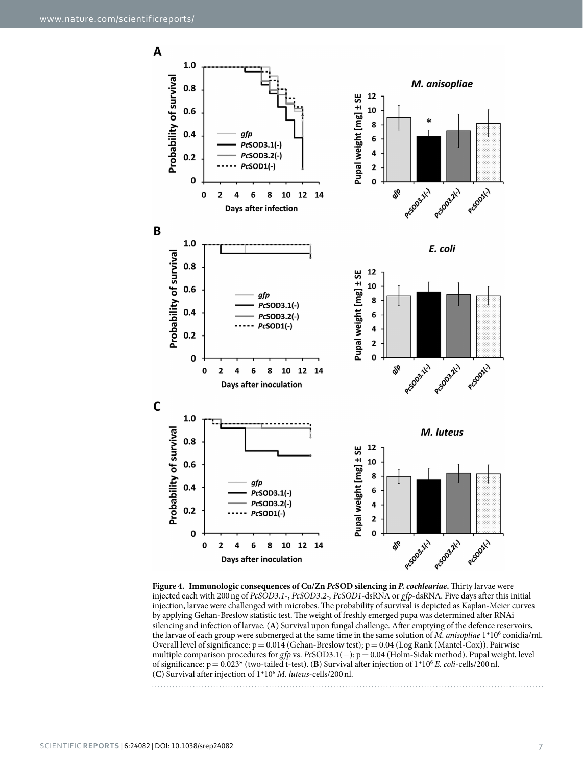**Figure 4. Immunologic consequences of Cu/Zn *Pc*SOD silencing in *P. cochleariae*.** Thirty larvae were injected each with 200 ng of *PcSOD3.1-*, *PcSOD3.2-*, *PcSOD1*-dsRNA or *gfp*-dsRNA. Five days after this initial injection, larvae were challenged with microbes. The probability of survival is depicted as Kaplan-Meier curves by applying Gehan-Breslow statistic test. The weight of freshly emerged pupa was determined after RNAi silencing and infection of larvae. (**A**) Survival upon fungal challenge. After emptying of the defence reservoirs, the larvae of each group were submerged at the same time in the same solution of *M. anisopliae* $1*10^6$ conidia/ml. Overall level of significance: $p = 0.014$ (Gehan-Breslow test); $p = 0.04$ (Log Rank (Mantel-Cox)). Pairwise multiple comparison procedures for *gfp* vs. *Pc*SOD3.1(−): $p = 0.04$ (Holm-Sidak method). Pupal weight, level of significance: $p = 0.023$* (two-tailed t-test). (**B**) Survival after injection of $1*10^6$ *E. coli*-cells/200 nl. (**C**) Survival after injection of $1*10^6$ *M. luteus*-cells/200 nl.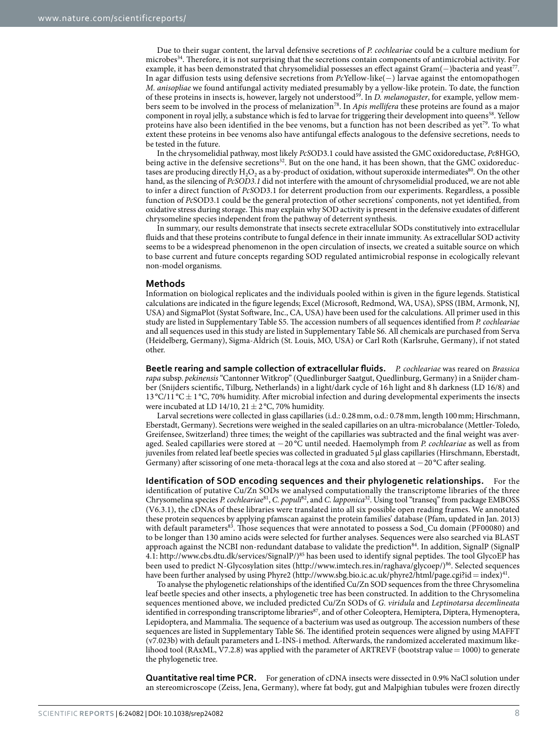Due to their sugar content, the larval defensive secretions of *P. cochleariae* could be a culture medium for microbes[34]. Therefore, it is not surprising that the secretions contain components of antimicrobial activity. For example, it has been demonstrated that chrysomelidial possesses an effect against Gram(−)bacteria and yeast[77]. In agar diffusion tests using defensive secretions from *Pc*Yellow-like(−) larvae against the entomopathogen *M. anisopliae* we found antifungal activity mediated presumably by a yellow-like protein. To date, the function of these proteins in insects is, however, largely not understood[59]. In *D. melanogaster*, for example, yellow members seem to be involved in the process of melanization[78]. In *Apis mellifera* these proteins are found as a major component in royal jelly, a substance which is fed to larvae for triggering their development into queens[58]. Yellow proteins have also been identified in the bee venoms, but a function has not been described as yet[79]. To what extent these proteins in bee venoms also have antifungal effects analogous to the defensive secretions, needs to be tested in the future.

In the chrysomelidial pathway, most likely *Pc*SOD3.1 could have assisted the GMC oxidoreductase, *Pc*8HGO, being active in the defensive secretions[32]. But on the one hand, it has been shown, that the GMC oxidoreductases are producing directly $H_2O_2$ as a by-product of oxidation, without superoxide intermediates[80]. On the other hand, as the silencing of *PcSOD3.1* did not interfere with the amount of chrysomelidial produced, we are not able to infer a direct function of *Pc*SOD3.1 for deterrent production from our experiments. Regardless, a possible function of *Pc*SOD3.1 could be the general protection of other secretions' components, not yet identified, from oxidative stress during storage. This may explain why SOD activity is present in the defensive exudates of different chrysomeline species independent from the pathway of deterrent synthesis.

In summary, our results demonstrate that insects secrete extracellular SODs constitutively into extracellular fluids and that these proteins contribute to fungal defence in their innate immunity. As extracellular SOD activity seems to be a widespread phenomenon in the open circulation of insects, we created a suitable source on which to base current and future concepts regarding SOD regulated antimicrobial response in ecologically relevant non-model organisms.

## Methods

Information on biological replicates and the individuals pooled within is given in the figure legends. Statistical calculations are indicated in the figure legends; Excel (Microsoft, Redmond, WA, USA), SPSS (IBM, Armonk, NJ, USA) and SigmaPlot (Systat Software, Inc., CA, USA) have been used for the calculations. All primer used in this study are listed in Supplementary Table S5. The accession numbers of all sequences identified from *P. cochleariae* and all sequences used in this study are listed in Supplementary Table S6. All chemicals are purchased from Serva (Heidelberg, Germany), Sigma-Aldrich (St. Louis, MO, USA) or Carl Roth (Karlsruhe, Germany), if not stated other.

**Beetle rearing and sample collection of extracellular fluids.** *P. cochleariae* was reared on *Brassica rapa* subsp. *pekinensis* "Cantonner Witkrop" (Quedlinburger Saatgut, Quedlinburg, Germany) in a Snijder chamber (Snijders scientific, Tilburg, Netherlands) in a light/dark cycle of 16 h light and 8 h darkness (LD 16/8) and 13 °C/11 °C ± 1 °C, 70% humidity. After microbial infection and during developmental experiments the insects were incubated at LD 14/10, 21 ± 2 °C, 70% humidity.

Larval secretions were collected in glass capillaries (i.d.: 0.28 mm, o.d.: 0.78 mm, length 100 mm; Hirschmann, Eberstadt, Germany). Secretions were weighed in the sealed capillaries on an ultra-microbalance (Mettler-Toledo, Greifensee, Switzerland) three times; the weight of the capillaries was subtracted and the final weight was averaged. Sealed capillaries were stored at −20 °C until needed. Haemolymph from *P. cochleariae* as well as from juveniles from related leaf beetle species was collected in graduated 5 μl glass capillaries (Hirschmann, Eberstadt, Germany) after scissoring of one meta-thoracal legs at the coxa and also stored at −20 °C after sealing.

**Identification of SOD encoding sequences and their phylogenetic relationships.** For the identification of putative Cu/Zn SODs we analysed computationally the transcriptome libraries of the three Chrysomelina species *P. cochleariae*[81], *C. populi*[82], and *C. lapponica*[32]. Using tool "transeq" from package EMBOSS (V6.3.1), the cDNAs of these libraries were translated into all six possible open reading frames. We annotated these protein sequences by applying pfamscan against the protein families' database (Pfam, updated in Jan. 2013) with default parameters[83]. Those sequences that were annotated to possess a Sod_Cu domain (PF00080) and to be longer than 130 amino acids were selected for further analyses. Sequences were also searched via BLAST approach against the NCBI non-redundant database to validate the prediction[84]. In addition, SignalP (SignalP 4.1: http://www.cbs.dtu.dk/services/SignalP/)[85] has been used to identify signal peptides. The tool GlycoEP has been used to predict N-Glycosylation sites (http://www.imtech.res.in/raghava/glycoep/)[86]. Selected sequences have been further analysed by using Phyre2 (http://www.sbg.bio.ic.ac.uk/phyre2/html/page.cgi?id = index)[41].

To analyse the phylogenetic relationships of the identified Cu/Zn SOD sequences from the three Chrysomelina leaf beetle species and other insects, a phylogenetic tree has been constructed. In addition to the Chrysomelina sequences mentioned above, we included predicted Cu/Zn SODs of *G. viridula* and *Leptinotarsa decemlineata* identified in corresponding transcriptome libraries[87], and of other Coleoptera, Hemiptera, Diptera, Hymenoptera, Lepidoptera, and Mammalia. The sequence of a bacterium was used as outgroup. The accession numbers of these sequences are listed in Supplementary Table S6. The identified protein sequences were aligned by using MAFFT (v7.023b) with default parameters and L-INS-i method. Afterwards, the randomized accelerated maximum likelihood tool (RAxML, V7.2.8) was applied with the parameter of ARTREVF (bootstrap value = 1000) to generate the phylogenetic tree.

**Quantitative real time PCR.** For generation of cDNA insects were dissected in 0.9% NaCl solution under an stereomicroscope (Zeiss, Jena, Germany), where fat body, gut and Malpighian tubules were frozen directly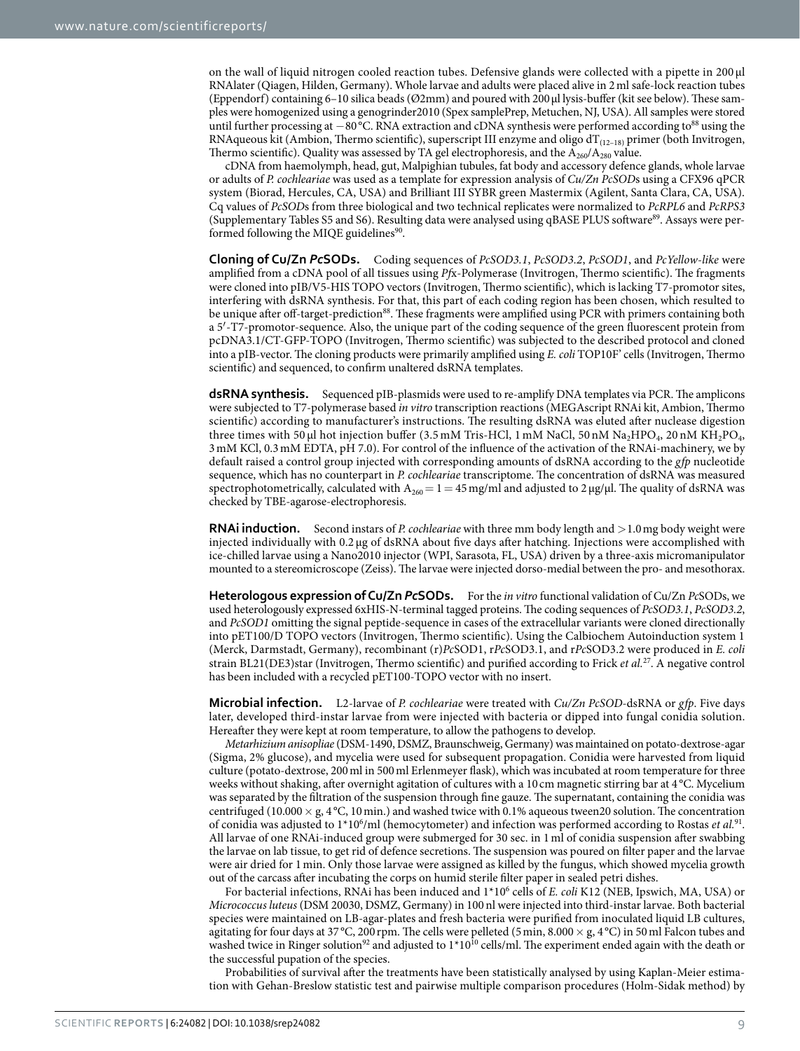on the wall of liquid nitrogen cooled reaction tubes. Defensive glands were collected with a pipette in 200 µl RNAlater (Qiagen, Hilden, Germany). Whole larvae and adults were placed alive in 2 ml safe-lock reaction tubes (Eppendorf) containing 6–10 silica beads (Ø2mm) and poured with 200 µl lysis-buffer (kit see below). These samples were homogenized using a genogrinder2010 (Spex samplePrep, Metuchen, NJ, USA). All samples were stored until further processing at −80 °C. RNA extraction and cDNA synthesis were performed according to[88] using the RNAqueous kit (Ambion, Thermo scientific), superscript III enzyme and oligo $dT_{(12-18)}$ primer (both Invitrogen, Thermo scientific). Quality was assessed by TA gel electrophoresis, and the $A_{260}/A_{280}$ value.

cDNA from haemolymph, head, gut, Malpighian tubules, fat body and accessory defence glands, whole larvae or adults of *P. cochleariae* was used as a template for expression analysis of *Cu/Zn PcSODs* using a CFX96 qPCR system (Biorad, Hercules, CA, USA) and Brilliant III SYBR green Mastermix (Agilent, Santa Clara, CA, USA). Cq values of *PcSOD*s from three biological and two technical replicates were normalized to *PcRPL6* and *PcRPS3* (Supplementary Tables S5 and S6). Resulting data were analysed using qBASE PLUS software[89]. Assays were performed following the MIQE guidelines[90].

**Cloning of Cu/Zn *Pc*SODs.** Coding sequences of *PcSOD3.1*, *PcSOD3.2*, *PcSOD1*, and *PcYellow-like* were amplified from a cDNA pool of all tissues using *Pf*x-Polymerase (Invitrogen, Thermo scientific). The fragments were cloned into pIB/V5-HIS TOPO vectors (Invitrogen, Thermo scientific), which is lacking T7-promotor sites, interfering with dsRNA synthesis. For that, this part of each coding region has been chosen, which resulted to be unique after off-target-prediction[88]. These fragments were amplified using PCR with primers containing both a 5′-T7-promotor-sequence. Also, the unique part of the coding sequence of the green fluorescent protein from pcDNA3.1/CT-GFP-TOPO (Invitrogen, Thermo scientific) was subjected to the described protocol and cloned into a pIB-vector. The cloning products were primarily amplified using *E. coli* TOP10F' cells (Invitrogen, Thermo scientific) and sequenced, to confirm unaltered dsRNA templates.

**dsRNA synthesis.** Sequenced pIB-plasmids were used to re-amplify DNA templates via PCR. The amplicons were subjected to T7-polymerase based *in vitro* transcription reactions (MEGAscript RNAi kit, Ambion, Thermo scientific) according to manufacturer's instructions. The resulting dsRNA was eluted after nuclease digestion three times with 50 µl hot injection buffer (3.5 mM Tris-HCl, 1 mM NaCl, 50 nM $Na_2HPO_4$, 20 nM $KH_2PO_4$, 3 mM KCl, 0.3 mM EDTA, pH 7.0). For control of the influence of the activation of the RNAi-machinery, we by default raised a control group injected with corresponding amounts of dsRNA according to the *gfp* nucleotide sequence, which has no counterpart in *P. cochleariae* transcriptome. The concentration of dsRNA was measured spectrophotometrically, calculated with $A_{260} = 1 = 45$ mg/ml and adjusted to 2 µg/µl. The quality of dsRNA was checked by TBE-agarose-electrophoresis.

**RNAi induction.** Second instars of *P. cochleariae* with three mm body length and >1.0 mg body weight were injected individually with 0.2 µg of dsRNA about five days after hatching. Injections were accomplished with ice-chilled larvae using a Nano2010 injector (WPI, Sarasota, FL, USA) driven by a three-axis micromanipulator mounted to a stereomicroscope (Zeiss). The larvae were injected dorso-medial between the pro- and mesothorax.

**Heterologous expression of Cu/Zn *Pc*SODs.** For the *in vitro* functional validation of Cu/Zn *Pc*SODs, we used heterologously expressed 6xHIS-N-terminal tagged proteins. The coding sequences of *PcSOD3.1*, *PcSOD3.2*, and *PcSOD1* omitting the signal peptide-sequence in cases of the extracellular variants were cloned directionally into pET100/D TOPO vectors (Invitrogen, Thermo scientific). Using the Calbiochem Autoinduction system 1 (Merck, Darmstadt, Germany), recombinant (r)*Pc*SOD1, r*Pc*SOD3.1, and r*Pc*SOD3.2 were produced in *E. coli* strain BL21(DE3)star (Invitrogen, Thermo scientific) and purified according to Frick *et al.*[27]. A negative control has been included with a recycled pET100-TOPO vector with no insert.

**Microbial infection.** L2-larvae of *P. cochleariae* were treated with *Cu/Zn PcSOD*-dsRNA or *gfp*. Five days later, developed third-instar larvae from were injected with bacteria or dipped into fungal conidia solution. Hereafter they were kept at room temperature, to allow the pathogens to develop.

*Metarhizium anisopliae* (DSM-1490, DSMZ, Braunschweig, Germany) was maintained on potato-dextrose-agar (Sigma, 2% glucose), and mycelia were used for subsequent propagation. Conidia were harvested from liquid culture (potato-dextrose, 200 ml in 500 ml Erlenmeyer flask), which was incubated at room temperature for three weeks without shaking, after overnight agitation of cultures with a 10 cm magnetic stirring bar at 4 °C. Mycelium was separated by the filtration of the suspension through fine gauze. The supernatant, containing the conidia was centrifuged (10.000 × g, 4 °C, 10 min.) and washed twice with 0.1% aqueous tween20 solution. The concentration of conidia was adjusted to $1*10^6$/ml (hemocytometer) and infection was performed according to Rostas *et al.*[91]. All larvae of one RNAi-induced group were submerged for 30 sec. in 1 ml of conidia suspension after swabbing the larvae on lab tissue, to get rid of defence secretions. The suspension was poured on filter paper and the larvae were air dried for 1 min. Only those larvae were assigned as killed by the fungus, which showed mycelia growth out of the carcass after incubating the corps on humid sterile filter paper in sealed petri dishes.

For bacterial infections, RNAi has been induced and $1*10^6$ cells of *E. coli* K12 (NEB, Ipswich, MA, USA) or *Micrococcus luteus* (DSM 20030, DSMZ, Germany) in 100 nl were injected into third-instar larvae. Both bacterial species were maintained on LB-agar-plates and fresh bacteria were purified from inoculated liquid LB cultures, agitating for four days at 37 °C, 200 rpm. The cells were pelleted (5 min, 8.000 × g, 4 °C) in 50 ml Falcon tubes and washed twice in Ringer solution[92] and adjusted to $1*10^{10}$ cells/ml. The experiment ended again with the death or the successful pupation of the species.

Probabilities of survival after the treatments have been statistically analysed by using Kaplan-Meier estimation with Gehan-Breslow statistic test and pairwise multiple comparison procedures (Holm-Sidak method) by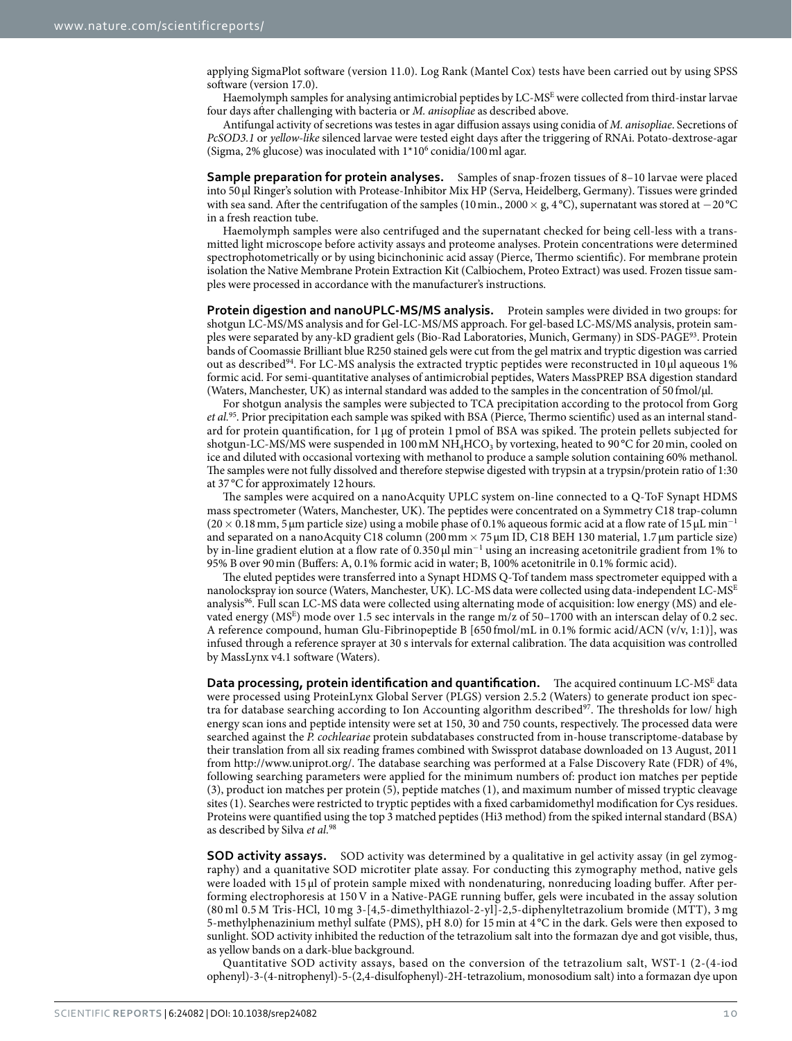applying SigmaPlot software (version 11.0). Log Rank (Mantel Cox) tests have been carried out by using SPSS software (version 17.0).

Haemolymph samples for analysing antimicrobial peptides by LC-$MS^E$ were collected from third-instar larvae four days after challenging with bacteria or *M. anisopliae* as described above.

Antifungal activity of secretions was testes in agar diffusion assays using conidia of *M. anisopliae*. Secretions of *PcSOD3.1* or *yellow-like* silenced larvae were tested eight days after the triggering of RNAi. Potato-dextrose-agar (Sigma, 2% glucose) was inoculated with $1*10^6$ conidia/100 ml agar.

**Sample preparation for protein analyses.** Samples of snap-frozen tissues of 8–10 larvae were placed into 50 μl Ringer's solution with Protease-Inhibitor Mix HP (Serva, Heidelberg, Germany). Tissues were grinded with sea sand. After the centrifugation of the samples (10 min., 2000 × g, 4 °C), supernatant was stored at −20 °C in a fresh reaction tube.

Haemolymph samples were also centrifuged and the supernatant checked for being cell-less with a transmitted light microscope before activity assays and proteome analyses. Protein concentrations were determined spectrophotometrically or by using bicinchoninic acid assay (Pierce, Thermo scientific). For membrane protein isolation the Native Membrane Protein Extraction Kit (Calbiochem, Proteo Extract) was used. Frozen tissue samples were processed in accordance with the manufacturer's instructions.

**Protein digestion and nanoUPLC-MS/MS analysis.** Protein samples were divided in two groups: for shotgun LC-MS/MS analysis and for Gel-LC-MS/MS approach. For gel-based LC-MS/MS analysis, protein samples were separated by any-kD gradient gels (Bio-Rad Laboratories, Munich, Germany) in SDS-PAGE[93]. Protein bands of Coomassie Brilliant blue R250 stained gels were cut from the gel matrix and tryptic digestion was carried out as described[94]. For LC-MS analysis the extracted tryptic peptides were reconstructed in 10 μl aqueous 1% formic acid. For semi-quantitative analyses of antimicrobial peptides, Waters MassPREP BSA digestion standard (Waters, Manchester, UK) as internal standard was added to the samples in the concentration of 50 fmol/μl.

For shotgun analysis the samples were subjected to TCA precipitation according to the protocol from Gorg *et al.*[95]. Prior precipitation each sample was spiked with BSA (Pierce, Thermo scientific) used as an internal standard for protein quantification, for 1 μg of protein 1 pmol of BSA was spiked. The protein pellets subjected for shotgun-LC-MS/MS were suspended in 100 mM $NH_4HCO_3$ by vortexing, heated to 90 °C for 20 min, cooled on ice and diluted with occasional vortexing with methanol to produce a sample solution containing 60% methanol. The samples were not fully dissolved and therefore stepwise digested with trypsin at a trypsin/protein ratio of 1:30 at 37 °C for approximately 12 hours.

The samples were acquired on a nanoAcquity UPLC system on-line connected to a Q-ToF Synapt HDMS mass spectrometer (Waters, Manchester, UK). The peptides were concentrated on a Symmetry C18 trap-column (20 × 0.18 mm, 5 μm particle size) using a mobile phase of 0.1% aqueous formic acid at a flow rate of 15 μL $min^{-1}$ and separated on a nanoAcquity C18 column (200 mm × 75 μm ID, C18 BEH 130 material, 1.7 μm particle size) by in-line gradient elution at a flow rate of 0.350 μl $min^{-1}$ using an increasing acetonitrile gradient from 1% to 95% B over 90 min (Buffers: A, 0.1% formic acid in water; B, 100% acetonitrile in 0.1% formic acid).

The eluted peptides were transferred into a Synapt HDMS Q-Tof tandem mass spectrometer equipped with a nanolockspray ion source (Waters, Manchester, UK). LC-MS data were collected using data-independent LC-$MS^E$ analysis[96]. Full scan LC-MS data were collected using alternating mode of acquisition: low energy (MS) and elevated energy ($MS^E$) mode over 1.5 sec intervals in the range m/z of 50–1700 with an interscan delay of 0.2 sec. A reference compound, human Glu-Fibrinopeptide B [650 fmol/mL in 0.1% formic acid/ACN (v/v, 1:1)], was infused through a reference sprayer at 30 s intervals for external calibration. The data acquisition was controlled by MassLynx v4.1 software (Waters).

**Data processing, protein identification and quantification.** The acquired continuum LC-$MS^E$ data were processed using ProteinLynx Global Server (PLGS) version 2.5.2 (Waters) to generate product ion spectra for database searching according to Ion Accounting algorithm described[97]. The thresholds for low/ high energy scan ions and peptide intensity were set at 150, 30 and 750 counts, respectively. The processed data were searched against the *P. cochleariae* protein subdatabases constructed from in-house transcriptome-database by their translation from all six reading frames combined with Swissprot database downloaded on 13 August, 2011 from http://www.uniprot.org/. The database searching was performed at a False Discovery Rate (FDR) of 4%, following searching parameters were applied for the minimum numbers of: product ion matches per peptide (3), product ion matches per protein (5), peptide matches (1), and maximum number of missed tryptic cleavage sites (1). Searches were restricted to tryptic peptides with a fixed carbamidomethyl modification for Cys residues. Proteins were quantified using the top 3 matched peptides (Hi3 method) from the spiked internal standard (BSA) as described by Silva *et al.*[98]

**SOD activity assays.** SOD activity was determined by a qualitative in gel activity assay (in gel zymography) and a quantitative SOD microtiter plate assay. For conducting this zymography method, native gels were loaded with 15 μl of protein sample mixed with nondenaturing, nonreducing loading buffer. After performing electrophoresis at 150 V in a Native-PAGE running buffer, gels were incubated in the assay solution (80 ml 0.5 M Tris-HCl, 10 mg 3-[4,5-dimethylthiazol-2-yl]-2,5-diphenyltetrazolium bromide (MTT), 3 mg 5-methylphenazinium methyl sulfate (PMS), pH 8.0) for 15 min at 4 °C in the dark. Gels were then exposed to sunlight. SOD activity inhibited the reduction of the tetrazolium salt into the formazan dye and got visible, thus, as yellow bands on a dark-blue background.

Quantitative SOD activity assays, based on the conversion of the tetrazolium salt, WST-1 (2-(4-iodophenyl)-3-(4-nitrophenyl)-5-(2,4-disulfophenyl)-2H-tetrazolium, monosodium salt) into a formazan dye upon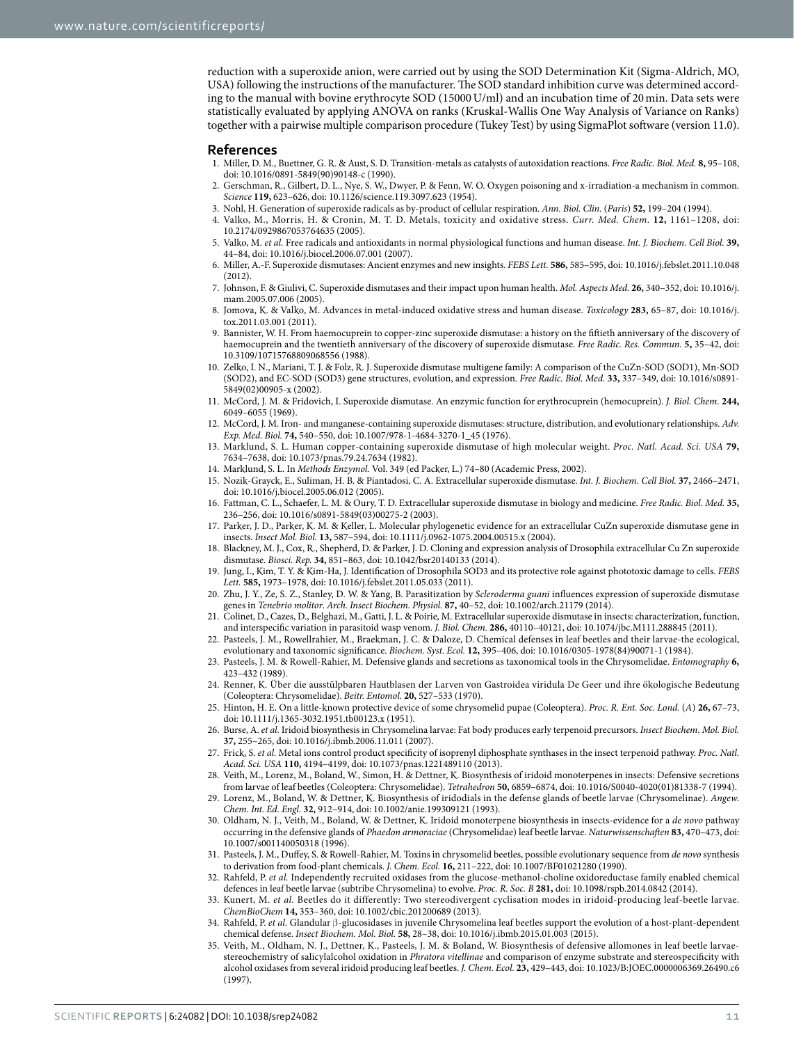reduction with a superoxide anion, were carried out by using the SOD Determination Kit (Sigma-Aldrich, MO, USA) following the instructions of the manufacturer. The SOD standard inhibition curve was determined according to the manual with bovine erythrocyte SOD (15000 U/ml) and an incubation time of 20 min. Data sets were statistically evaluated by applying ANOVA on ranks (Kruskal-Wallis One Way Analysis of Variance on Ranks) together with a pairwise multiple comparison procedure (Tukey Test) by using SigmaPlot software (version 11.0).

## References

1. Miller, D. M., Buettner, G. R. & Aust, S. D. Transition-metals as catalysts of autoxidation reactions. *Free Radic. Biol. Med.* **8,** 95–108, doi: 10.1016/0891-5849(90)90148-c (1990).
2. Gerschman, R., Gilbert, D. L., Nye, S. W., Dwyer, P. & Fenn, W. O. Oxygen poisoning and x-irradiation-a mechanism in common. *Science* **119,** 623–626, doi: 10.1126/science.119.3097.623 (1954).
3. Nohl, H. Generation of superoxide radicals as by-product of cellular respiration. *Ann. Biol. Clin.* (*Paris*) **52,** 199–204 (1994).
4. Valko, M., Morris, H. & Cronin, M. T. D. Metals, toxicity and oxidative stress. *Curr. Med. Chem.* **12,** 1161–1208, doi: 10.2174/0929867053764635 (2005).
5. Valko, M. *et al.* Free radicals and antioxidants in normal physiological functions and human disease. *Int. J. Biochem. Cell Biol.* **39,** 44–84, doi: 10.1016/j.biocel.2006.07.001 (2007).
6. Miller, A.-F. Superoxide dismutases: Ancient enzymes and new insights. *FEBS Lett.* **586,** 585–595, doi: 10.1016/j.febslet.2011.10.048 (2012).
7. Johnson, F. & Giulivi, C. Superoxide dismutases and their impact upon human health. *Mol. Aspects Med.* **26,** 340–352, doi: 10.1016/j.mam.2005.07.006 (2005).
8. Jomova, K. & Valko, M. Advances in metal-induced oxidative stress and human disease. *Toxicology* **283,** 65–87, doi: 10.1016/j.tox.2011.03.001 (2011).
9. Bannister, W. H. From haemocuprein to copper-zinc superoxide dismutase: a history on the fiftieth anniversary of the discovery of haemocuprein and the twentieth anniversary of the discovery of superoxide dismutase. *Free Radic. Res. Commun.* **5,** 35–42, doi: 10.3109/10715768809068556 (1988).
10. Zelko, I. N., Mariani, T. J. & Folz, R. J. Superoxide dismutase multigene family: A comparison of the CuZn-SOD (SOD1), Mn-SOD (SOD2), and EC-SOD (SOD3) gene structures, evolution, and expression. *Free Radic. Biol. Med.* **33,** 337–349, doi: 10.1016/s0891-5849(02)00905-x (2002).
11. McCord, J. M. & Fridovich, I. Superoxide dismutase. An enzymic function for erythrocuprein (hemocuprein). *J. Biol. Chem.* **244,** 6049–6055 (1969).
12. McCord, J. M. Iron- and manganese-containing superoxide dismutases: structure, distribution, and evolutionary relationships. *Adv. Exp. Med. Biol.* **74,** 540–550, doi: 10.1007/978-1-4684-3270-1_45 (1976).
13. Marklund, S. L. Human copper-containing superoxide dismutase of high molecular weight. *Proc. Natl. Acad. Sci. USA* **79,** 7634–7638, doi: 10.1073/pnas.79.24.7634 (1982).
14. Marklund, S. L. In *Methods Enzymol.* Vol. 349 (ed Packer, L.) 74–80 (Academic Press, 2002).
15. Nozik-Grayck, E., Suliman, H. B. & Piantadosi, C. A. Extracellular superoxide dismutase. *Int. J. Biochem. Cell Biol.* **37,** 2466–2471, doi: 10.1016/j.biocel.2005.06.012 (2005).
16. Fattman, C. L., Schaefer, L. M. & Oury, T. D. Extracellular superoxide dismutase in biology and medicine. *Free Radic. Biol. Med.* **35,** 236–256, doi: 10.1016/s0891-5849(03)00275-2 (2003).
17. Parker, J. D., Parker, K. M. & Keller, L. Molecular phylogenetic evidence for an extracellular CuZn superoxide dismutase gene in insects. *Insect Mol. Biol.* **13,** 587–594, doi: 10.1111/j.0962-1075.2004.00515.x (2004).
18. Blackney, M. J., Cox, R., Shepherd, D. & Parker, J. D. Cloning and expression analysis of Drosophila extracellular Cu Zn superoxide dismutase. *Biosci. Rep.* **34,** 851–863, doi: 10.1042/bsr20140133 (2014).
19. Jung, I., Kim, T. Y. & Kim-Ha, J. Identification of Drosophila SOD3 and its protective role against phototoxic damage to cells. *FEBS Lett.* **585,** 1973–1978, doi: 10.1016/j.febslet.2011.05.033 (2011).
20. Zhu, J. Y., Ze, S. Z., Stanley, D. W. & Yang, B. Parasitization by *Scleroderma guani* influences expression of superoxide dismutase genes in *Tenebrio molitor*. *Arch. Insect Biochem. Physiol.* **87,** 40–52, doi: 10.1002/arch.21179 (2014).
21. Colinet, D., Cazes, D., Belghazi, M., Gatti, J. L. & Poirie, M. Extracellular superoxide dismutase in insects: characterization, function, and interspecific variation in parasitoid wasp venom. *J. Biol. Chem.* **286,** 40110–40121, doi: 10.1074/jbc.M111.288845 (2011).
22. Pasteels, J. M., Rowellrahier, M., Braekman, J. C. & Daloze, D. Chemical defenses in leaf beetles and their larvae-the ecological, evolutionary and taxonomic significance. *Biochem. Syst. Ecol.* **12,** 395–406, doi: 10.1016/0305-1978(84)90071-1 (1984).
23. Pasteels, J. M. & Rowell-Rahier, M. Defensive glands and secretions as taxonomical tools in the Chrysomelidae. *Entomography* **6,** 423–432 (1989).
24. Renner, K. Über die ausstülpbaren Hautblasen der Larven von Gastroidea viridula De Geer und ihre ökologische Bedeutung (Coleoptera: Chrysomelidae). *Beitr. Entomol.* **20,** 527–533 (1970).
25. Hinton, H. E. On a little-known protective device of some chrysomelid pupae (Coleoptera). *Proc. R. Ent. Soc. Lond.* (*A*) **26,** 67–73, doi: 10.1111/j.1365-3032.1951.tb00123.x (1951).
26. Burse, A. *et al.* Iridoid biosynthesis in Chrysomelina larvae: Fat body produces early terpenoid precursors. *Insect Biochem. Mol. Biol.* **37,** 255–265, doi: 10.1016/j.ibmb.2006.11.011 (2007).
27. Frick, S. *et al.* Metal ions control product specificity of isoprenyl diphosphate synthases in the insect terpenoid pathway. *Proc. Natl. Acad. Sci. USA* **110,** 4194–4199, doi: 10.1073/pnas.1221489110 (2013).
28. Veith, M., Lorenz, M., Boland, W., Simon, H. & Dettner, K. Biosynthesis of iridoid monoterpenes in insects: Defensive secretions from larvae of leaf beetles (Coleoptera: Chrysomelidae). *Tetrahedron* **50,** 6859–6874, doi: 10.1016/S0040-4020(01)81338-7 (1994).
29. Lorenz, M., Boland, W. & Dettner, K. Biosynthesis of iridodials in the defense glands of beetle larvae (Chrysomelinae). *Angew. Chem. Int. Ed. Engl.* **32,** 912–914, doi: 10.1002/anie.199309121 (1993).
30. Oldham, N. J., Veith, M., Boland, W. & Dettner, K. Iridoid monoterpene biosynthesis in insects-evidence for a *de novo* pathway occurring in the defensive glands of *Phaedon armoraciae* (Chrysomelidae) leaf beetle larvae. *Naturwissenschaften* **83,** 470–473, doi: 10.1007/s001140050318 (1996).
31. Pasteels, J. M., Duffey, S. & Rowell-Rahier, M. Toxins in chrysomelid beetles, possible evolutionary sequence from *de novo* synthesis to derivation from food-plant chemicals. *J. Chem. Ecol.* **16,** 211–222, doi: 10.1007/BF01021280 (1990).
32. Rahfeld, P. *et al.* Independently recruited oxidases from the glucose-methanol-choline oxidoreductase family enabled chemical defences in leaf beetle larvae (subtribe Chrysomelina) to evolve. *Proc. R. Soc. B* **281,** doi: 10.1098/rspb.2014.0842 (2014).
33. Kunert, M. *et al.* Beetles do it differently: Two stereodivergent cyclisation modes in iridoid-producing leaf-beetle larvae. *ChemBioChem* **14,** 353–360, doi: 10.1002/cbic.201200689 (2013).
34. Rahfeld, P. *et al.* Glandular β-glucosidases in juvenile Chrysomelina leaf beetles support the evolution of a host-plant-dependent chemical defense. *Insect Biochem. Mol. Biol.* **58,** 28–38, doi: 10.1016/j.ibmb.2015.01.003 (2015).
35. Veith, M., Oldham, N. J., Dettner, K., Pasteels, J. M. & Boland, W. Biosynthesis of defensive allomones in leaf beetle larvae-stereochemistry of salicylalcohol oxidation in *Phratora vitellinae* and comparison of enzyme substrate and stereospecificity with alcohol oxidases from several iridoid producing leaf beetles. *J. Chem. Ecol.* **23,** 429–443, doi: 10.1023/B:JOEC.0000006369.26490.c6 (1997).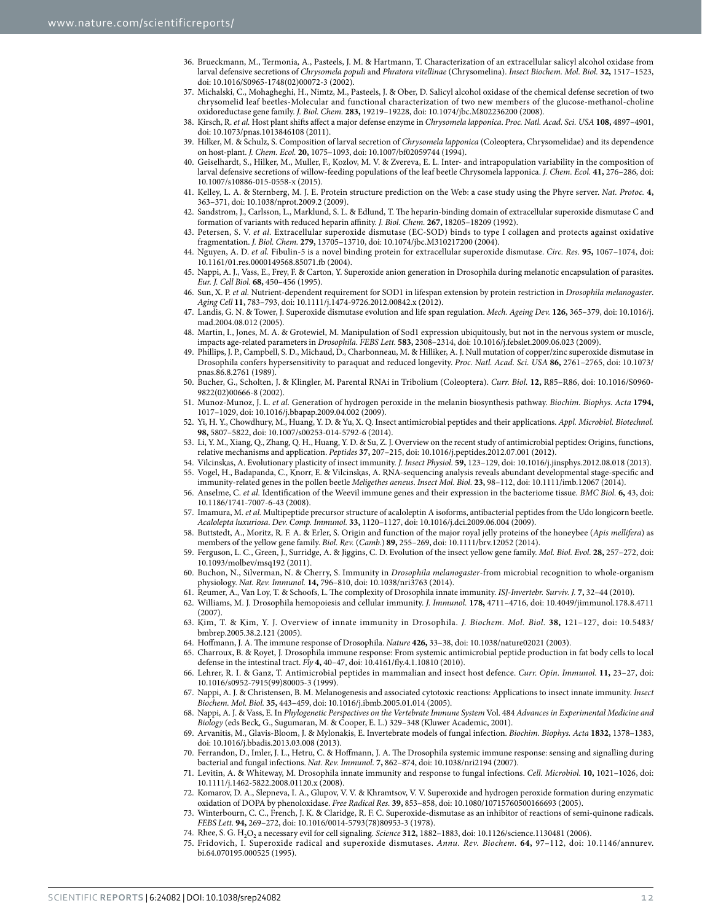36. Brueckmann, M., Termonia, A., Pasteels, J. M. & Hartmann, T. Characterization of an extracellular salicyl alcohol oxidase from larval defensive secretions of *Chrysomela populi* and *Phratora vitellinae* (Chrysomelina). *Insect Biochem. Mol. Biol.* **32,** 1517–1523, doi: 10.1016/S0965-1748(02)00072-3 (2002).
37. Michalski, C., Mohagheghi, H., Nimtz, M., Pasteels, J. & Ober, D. Salicyl alcohol oxidase of the chemical defense secretion of two chrysomelid leaf beetles-Molecular and functional characterization of two new members of the glucose-methanol-choline oxidoreductase gene family. *J. Biol. Chem.* **283,** 19219–19228, doi: 10.1074/jbc.M802236200 (2008).
38. Kirsch, R. *et al.* Host plant shifts affect a major defense enzyme in *Chrysomela lapponica*. *Proc. Natl. Acad. Sci. USA* **108,** 4897–4901, doi: 10.1073/pnas.1013846108 (2011).
39. Hilker, M. & Schulz, S. Composition of larval secretion of *Chrysomela lapponica* (Coleoptera, Chrysomelidae) and its dependence on host-plant. *J. Chem. Ecol.* **20,** 1075–1093, doi: 10.1007/bf02059744 (1994).
40. Geiselhardt, S., Hilker, M., Muller, F., Kozlov, M. V. & Zvereva, E. L. Inter- and intrapopulation variability in the composition of larval defensive secretions of willow-feeding populations of the leaf beetle Chrysomela lapponica. *J. Chem. Ecol.* **41,** 276–286, doi: 10.1007/s10886-015-0558-x (2015).
41. Kelley, L. A. & Sternberg, M. J. E. Protein structure prediction on the Web: a case study using the Phyre server. *Nat. Protoc.* **4,** 363–371, doi: 10.1038/nprot.2009.2 (2009).
42. Sandstrom, J., Carlsson, L., Marklund, S. L. & Edlund, T. The heparin-binding domain of extracellular superoxide dismutase C and formation of variants with reduced heparin affinity. *J. Biol. Chem.* **267,** 18205–18209 (1992).
43. Petersen, S. V. *et al.* Extracellular superoxide dismutase (EC-SOD) binds to type I collagen and protects against oxidative fragmentation. *J. Biol. Chem.* **279,** 13705–13710, doi: 10.1074/jbc.M310217200 (2004).
44. Nguyen, A. D. *et al.* Fibulin-5 is a novel binding protein for extracellular superoxide dismutase. *Circ. Res.* **95,** 1067–1074, doi: 10.1161/01.res.0000149568.85071.fb (2004).
45. Nappi, A. J., Vass, E., Frey, F. & Carton, Y. Superoxide anion generation in Drosophila during melanotic encapsulation of parasites. *Eur. J. Cell Biol.* **68,** 450–456 (1995).
46. Sun, X. P. *et al.* Nutrient-dependent requirement for SOD1 in lifespan extension by protein restriction in *Drosophila melanogaster*. *Aging Cell* **11,** 783–793, doi: 10.1111/j.1474-9726.2012.00842.x (2012).
47. Landis, G. N. & Tower, J. Superoxide dismutase evolution and life span regulation. *Mech. Ageing Dev.* **126,** 365–379, doi: 10.1016/j.mad.2004.08.012 (2005).
48. Martin, I., Jones, M. A. & Grotewiel, M. Manipulation of Sod1 expression ubiquitously, but not in the nervous system or muscle, impacts age-related parameters in *Drosophila*. *FEBS Lett.* **583,** 2308–2314, doi: 10.1016/j.febslet.2009.06.023 (2009).
49. Phillips, J. P., Campbell, S. D., Michaud, D., Charbonneau, M. & Hilliker, A. J. Null mutation of copper/zinc superoxide dismutase in Drosophila confers hypersensitivity to paraquat and reduced longevity. *Proc. Natl. Acad. Sci. USA* **86,** 2761–2765, doi: 10.1073/pnas.86.8.2761 (1989).
50. Bucher, G., Scholten, J. & Klingler, M. Parental RNAi in Tribolium (Coleoptera). *Curr. Biol.* **12,** R85–R86, doi: 10.1016/S0960-9822(02)00666-8 (2002).
51. Munoz-Munoz, J. L. *et al.* Generation of hydrogen peroxide in the melanin biosynthesis pathway. *Biochim. Biophys. Acta* **1794,** 1017–1029, doi: 10.1016/j.bbapap.2009.04.002 (2009).
52. Yi, H. Y., Chowdhury, M., Huang, Y. D. & Yu, X. Q. Insect antimicrobial peptides and their applications. *Appl. Microbiol. Biotechnol.* **98,** 5807–5822, doi: 10.1007/s00253-014-5792-6 (2014).
53. Li, Y. M., Xiang, Q., Zhang, Q. H., Huang, Y. D. & Su, Z. J. Overview on the recent study of antimicrobial peptides: Origins, functions, relative mechanisms and application. *Peptides* **37,** 207–215, doi: 10.1016/j.peptides.2012.07.001 (2012).
54. Vilcinskas, A. Evolutionary plasticity of insect immunity. *J. Insect Physiol.* **59,** 123–129, doi: 10.1016/j.jinsphys.2012.08.018 (2013).
55. Vogel, H., Badapanda, C., Knorr, E. & Vilcinskas, A. RNA-sequencing analysis reveals abundant developmental stage-specific and immunity-related genes in the pollen beetle *Meligethes aeneus*. *Insect Mol. Biol.* **23,** 98–112, doi: 10.1111/imb.12067 (2014).
56. Anselme, C. *et al.* Identification of the Weevil immune genes and their expression in the bacteriome tissue. *BMC Biol.* **6,** 43, doi: 10.1186/1741-7007-6-43 (2008).
57. Imamura, M. *et al.* Multipeptide precursor structure of acaloleptin A isoforms, antibacterial peptides from the Udo longicorn beetle. *Acalolepta luxuriosa*. *Dev. Comp. Immunol.* **33,** 1120–1127, doi: 10.1016/j.dci.2009.06.004 (2009).
58. Buttstedt, A., Moritz, R. F. A. & Erler, S. Origin and function of the major royal jelly proteins of the honeybee (*Apis mellifera*) as members of the yellow gene family. *Biol. Rev.* (*Camb.*) **89,** 255–269, doi: 10.1111/brv.12052 (2014).
59. Ferguson, L. C., Green, J., Surridge, A. & Jiggins, C. D. Evolution of the insect yellow gene family. *Mol. Biol. Evol.* **28,** 257–272, doi: 10.1093/molbev/msq192 (2011).
60. Buchon, N., Silverman, N. & Cherry, S. Immunity in *Drosophila melanogaster*-from microbial recognition to whole-organism physiology. *Nat. Rev. Immunol.* **14,** 796–810, doi: 10.1038/nri3763 (2014).
61. Reumer, A., Van Loy, T. & Schoofs, L. The complexity of Drosophila innate immunity. *ISJ-Invertebr. Surviv. J.* **7,** 32–44 (2010).
62. Williams, M. J. Drosophila hemopoiesis and cellular immunity. *J. Immunol.* **178,** 4711–4716, doi: 10.4049/jimmunol.178.8.4711 (2007).
63. Kim, T. & Kim, Y. J. Overview of innate immunity in Drosophila. *J. Biochem. Mol. Biol.* **38,** 121–127, doi: 10.5483/bmbrep.2005.38.2.121 (2005).
64. Hoffmann, J. A. The immune response of Drosophila. *Nature* **426,** 33–38, doi: 10.1038/nature02021 (2003).
65. Charroux, B. & Royet, J. Drosophila immune response: From systemic antimicrobial peptide production in fat body cells to local defense in the intestinal tract. *Fly* **4,** 40–47, doi: 10.4161/fly.4.1.10810 (2010).
66. Lehrer, R. I. & Ganz, T. Antimicrobial peptides in mammalian and insect host defence. *Curr. Opin. Immunol.* **11,** 23–27, doi: 10.1016/s0952-7915(99)80005-3 (1999).
67. Nappi, A. J. & Christensen, B. M. Melanogenesis and associated cytotoxic reactions: Applications to insect innate immunity. *Insect Biochem. Mol. Biol.* **35,** 443–459, doi: 10.1016/j.ibmb.2005.01.014 (2005).
68. Nappi, A. J. & Vass, E. In *Phylogenetic Perspectives on the Vertebrate Immune System* Vol. 484 *Advances in Experimental Medicine and Biology* (eds Beck, G., Sugumaran, M. & Cooper, E. L.) 329–348 (Kluwer Academic, 2001).
69. Arvanitis, M., Glavis-Bloom, J. & Mylonakis, E. Invertebrate models of fungal infection. *Biochim. Biophys. Acta* **1832,** 1378–1383, doi: 10.1016/j.bbadis.2013.03.008 (2013).
70. Ferrandon, D., Imler, J. L., Hetru, C. & Hoffmann, J. A. The Drosophila systemic immune response: sensing and signalling during bacterial and fungal infections. *Nat. Rev. Immunol.* **7,** 862–874, doi: 10.1038/nri2194 (2007).
71. Levitin, A. & Whiteway, M. Drosophila innate immunity and response to fungal infections. *Cell. Microbiol.* **10,** 1021–1026, doi: 10.1111/j.1462-5822.2008.01120.x (2008).
72. Komarov, D. A., Slepneva, I. A., Glupov, V. V. & Khramtsov, V. V. Superoxide and hydrogen peroxide formation during enzymatic oxidation of DOPA by phenoloxidase. *Free Radical Res.* **39,** 853–858, doi: 10.1080/10715760500166693 (2005).
73. Winterbourn, C. C., French, J. K. & Claridge, R. F. C. Superoxide-dismutase as an inhibitor of reactions of semi-quinone radicals. *FEBS Lett.* **94,** 269–272, doi: 10.1016/0014-5793(78)80953-3 (1978).
74. Rhee, S. G. $H_2O_2$ a necessary evil for cell signaling. *Science* **312,** 1882–1883, doi: 10.1126/science.1130481 (2006).
75. Fridovich, I. Superoxide radical and superoxide dismutases. *Annu. Rev. Biochem.* **64,** 97–112, doi: 10.1146/annurev.bi.64.070195.000525 (1995).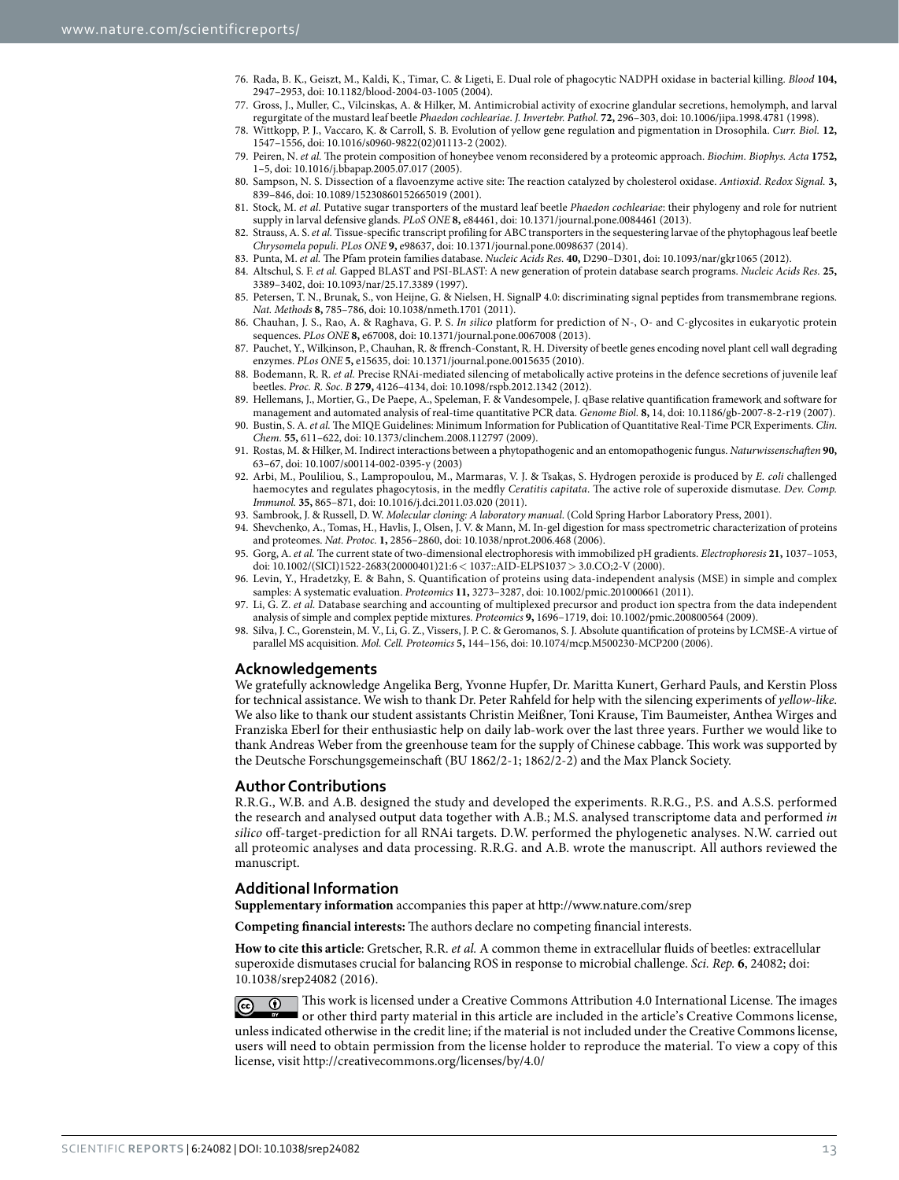76. Rada, B. K., Geiszt, M., Kaldi, K., Timar, C. & Ligeti, E. Dual role of phagocytic NADPH oxidase in bacterial killing. *Blood* **104,** 2947–2953, doi: 10.1182/blood-2004-03-1005 (2004).
77. Gross, J., Muller, C., Vilcinskas, A. & Hilker, M. Antimicrobial activity of exocrine glandular secretions, hemolymph, and larval regurgitate of the mustard leaf beetle *Phaedon cochleariae*. *J. Invertebr. Pathol.* **72,** 296–303, doi: 10.1006/jipa.1998.4781 (1998).
78. Wittkopp, P. J., Vaccaro, K. & Carroll, S. B. Evolution of yellow gene regulation and pigmentation in Drosophila. *Curr. Biol.* **12,** 1547–1556, doi: 10.1016/s0960-9822(02)01113-2 (2002).
79. Peiren, N. *et al.* The protein composition of honeybee venom reconsidered by a proteomic approach. *Biochim. Biophys. Acta* **1752,** 1–5, doi: 10.1016/j.bbapap.2005.07.017 (2005).
80. Sampson, N. S. Dissection of a flavoenzyme active site: The reaction catalyzed by cholesterol oxidase. *Antioxid. Redox Signal.* **3,** 839–846, doi: 10.1089/15230860152665019 (2001).
81. Stock, M. *et al.* Putative sugar transporters of the mustard leaf beetle *Phaedon cochleariae*: their phylogeny and role for nutrient supply in larval defensive glands. *PLoS ONE* **8,** e84461, doi: 10.1371/journal.pone.0084461 (2013).
82. Strauss, A. S. *et al.* Tissue-specific transcript profiling for ABC transporters in the sequestering larvae of the phytophagous leaf beetle *Chrysomela populi*. *PLos ONE* **9,** e98637, doi: 10.1371/journal.pone.0098637 (2014).
83. Punta, M. *et al.* The Pfam protein families database. *Nucleic Acids Res.* **40,** D290–D301, doi: 10.1093/nar/gkr1065 (2012).
84. Altschul, S. F. *et al.* Gapped BLAST and PSI-BLAST: A new generation of protein database search programs. *Nucleic Acids Res.* **25,** 3389–3402, doi: 10.1093/nar/25.17.3389 (1997).
85. Petersen, T. N., Brunak, S., von Heijne, G. & Nielsen, H. SignalP 4.0: discriminating signal peptides from transmembrane regions. *Nat. Methods* **8,** 785–786, doi: 10.1038/nmeth.1701 (2011).
86. Chauhan, J. S., Rao, A. & Raghava, G. P. S. *In silico* platform for prediction of N-, O- and C-glycosites in eukaryotic protein sequences. *PLos ONE* **8,** e67008, doi: 10.1371/journal.pone.0067008 (2013).
87. Pauchet, Y., Wilkinson, P., Chauhan, R. & ffrench-Constant, R. H. Diversity of beetle genes encoding novel plant cell wall degrading enzymes. *PLos ONE* **5,** e15635, doi: 10.1371/journal.pone.0015635 (2010).
88. Bodemann, R. R. *et al.* Precise RNAi-mediated silencing of metabolically active proteins in the defence secretions of juvenile leaf beetles. *Proc. R. Soc. B* **279,** 4126–4134, doi: 10.1098/rspb.2012.1342 (2012).
89. Hellemans, J., Mortier, G., De Paepe, A., Speleman, F. & Vandesompele, J. qBase relative quantification framework and software for management and automated analysis of real-time quantitative PCR data. *Genome Biol.* **8,** 14, doi: 10.1186/gb-2007-8-2-r19 (2007).
90. Bustin, S. A. *et al.* The MIQE Guidelines: Minimum Information for Publication of Quantitative Real-Time PCR Experiments. *Clin. Chem.* **55,** 611–622, doi: 10.1373/clinchem.2008.112797 (2009).
91. Rostas, M. & Hilker, M. Indirect interactions between a phytopathogenic and an entomopathogenic fungus. *Naturwissenschaften* **90,** 63–67, doi: 10.1007/s00114-002-0395-y (2003)
92. Arbi, M., Pouliliou, S., Lampropoulou, M., Marmaras, V. J. & Tsakas, S. Hydrogen peroxide is produced by *E. coli* challenged haemocytes and regulates phagocytosis, in the medfly *Ceratitis capitata*. The active role of superoxide dismutase. *Dev. Comp. Immunol.* **35,** 865–871, doi: 10.1016/j.dci.2011.03.020 (2011).
93. Sambrook, J. & Russell, D. W. *Molecular cloning: A laboratory manual*. (Cold Spring Harbor Laboratory Press, 2001).
94. Shevchenko, A., Tomas, H., Havlis, J., Olsen, J. V. & Mann, M. In-gel digestion for mass spectrometric characterization of proteins and proteomes. *Nat. Protoc.* **1,** 2856–2860, doi: 10.1038/nprot.2006.468 (2006).
95. Gorg, A. *et al.* The current state of two-dimensional electrophoresis with immobilized pH gradients. *Electrophoresis* **21,** 1037–1053, doi: 10.1002/(SICI)1522-2683(20000401)21:6 < 1037::AID-ELPS1037 > 3.0.CO;2-V (2000).
96. Levin, Y., Hradetzky, E. & Bahn, S. Quantification of proteins using data-independent analysis (MSE) in simple and complex samples: A systematic evaluation. *Proteomics* **11,** 3273–3287, doi: 10.1002/pmic.201000661 (2011).
97. Li, G. Z. *et al.* Database searching and accounting of multiplexed precursor and product ion spectra from the data independent analysis of simple and complex peptide mixtures. *Proteomics* **9,** 1696–1719, doi: 10.1002/pmic.200800564 (2009).
98. Silva, J. C., Gorenstein, M. V., Li, G. Z., Vissers, J. P. C. & Geromanos, S. J. Absolute quantification of proteins by LCMSE-A virtue of parallel MS acquisition. *Mol. Cell. Proteomics* **5,** 144–156, doi: 10.1074/mcp.M500230-MCP200 (2006).

## Acknowledgements

We gratefully acknowledge Angelika Berg, Yvonne Hupfer, Dr. Maritta Kunert, Gerhard Pauls, and Kerstin Ploss for technical assistance. We wish to thank Dr. Peter Rahfeld for help with the silencing experiments of *yellow-like*. We also like to thank our student assistants Christin Meißner, Toni Krause, Tim Baumeister, Anthea Wirges and Franziska Eberl for their enthusiastic help on daily lab-work over the last three years. Further we would like to thank Andreas Weber from the greenhouse team for the supply of Chinese cabbage. This work was supported by the Deutsche Forschungsgemeinschaft (BU 1862/2-1; 1862/2-2) and the Max Planck Society.

## Author Contributions

R.R.G., W.B. and A.B. designed the study and developed the experiments. R.R.G., P.S. and A.S.S. performed the research and analysed output data together with A.B.; M.S. analysed transcriptome data and performed *in silico* off-target-prediction for all RNAi targets. D.W. performed the phylogenetic analyses. N.W. carried out all proteomic analyses and data processing. R.R.G. and A.B. wrote the manuscript. All authors reviewed the manuscript.

## Additional Information

**Supplementary information** accompanies this paper at http://www.nature.com/srep

**Competing financial interests:** The authors declare no competing financial interests.

**How to cite this article**: Gretscher, R.R. *et al.* A common theme in extracellular fluids of beetles: extracellular superoxide dismutases crucial for balancing ROS in response to microbial challenge. *Sci. Rep.* **6**, 24082; doi: 10.1038/srep24082 (2016).

This work is licensed under a Creative Commons Attribution 4.0 International License. The images or other third party material in this article are included in the article's Creative Commons license, unless indicated otherwise in the credit line; if the material is not included under the Creative Commons license, users will need to obtain permission from the license holder to reproduce the material. To view a copy of this license, visit http://creativecommons.org/licenses/by/4.0/